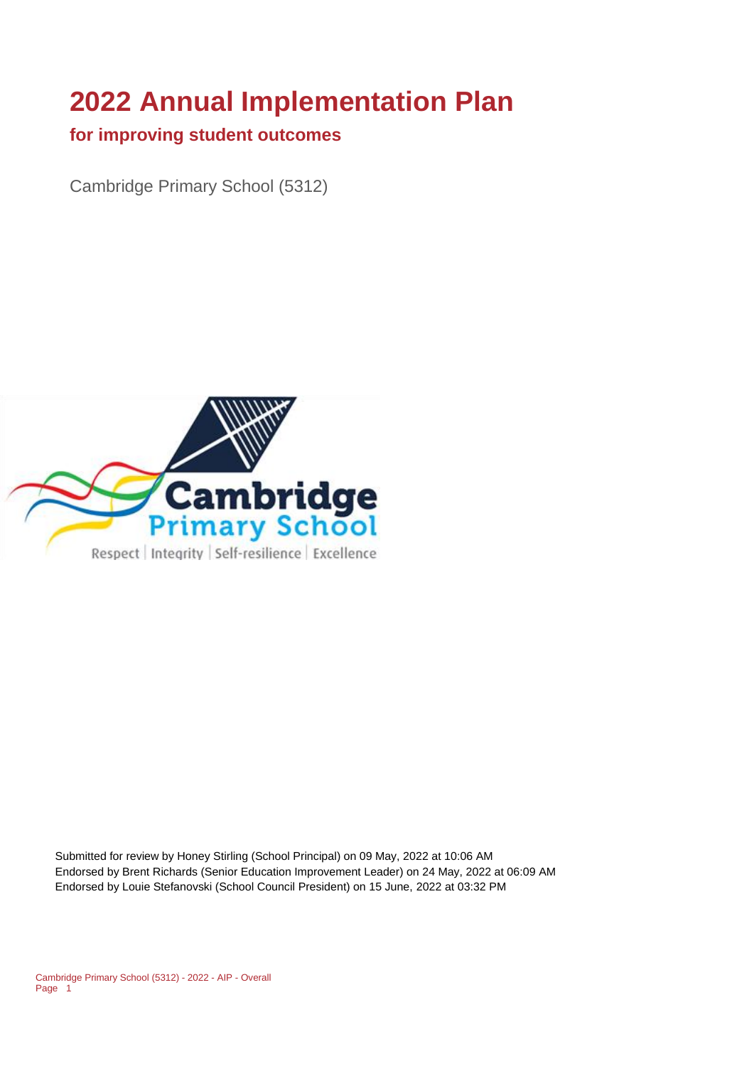# 2022 Annual Implementation Plan

## for improving student outcomes

Cambridge Primary School (5312)

Submitted for review by Honey Stirling (School Principal) on 09 May, 2022 at 10:06 AM
Endorsed by Brent Richards (Senior Education Improvement Leader) on 24 May, 2022 at 06:09 AM
Endorsed by Louie Stefanovski (School Council President) on 15 June, 2022 at 03:32 PM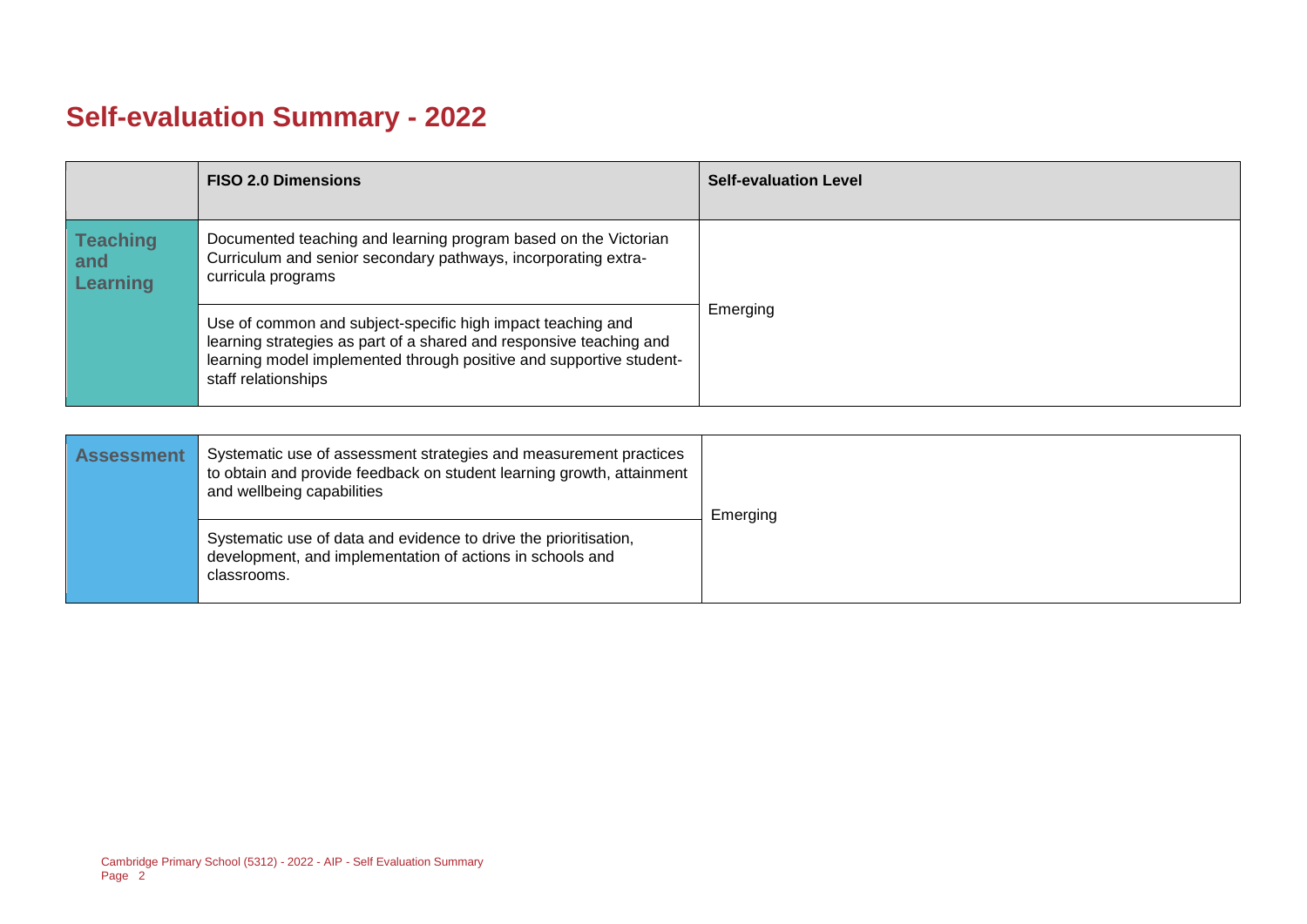# Self-evaluation Summary - 2022

| | FISO 2.0 Dimensions | Self-evaluation Level |
|---|---|---|
| **Teaching and Learning** | Documented teaching and learning program based on the Victorian Curriculum and senior secondary pathways, incorporating extra-curricula programs | Emerging |
| | Use of common and subject-specific high impact teaching and learning strategies as part of a shared and responsive teaching and learning model implemented through positive and supportive student-staff relationships | |

| | | |
|---|---|---|
| **Assessment** | Systematic use of assessment strategies and measurement practices to obtain and provide feedback on student learning growth, attainment and wellbeing capabilities | Emerging |
| | Systematic use of data and evidence to drive the prioritisation, development, and implementation of actions in schools and classrooms. | |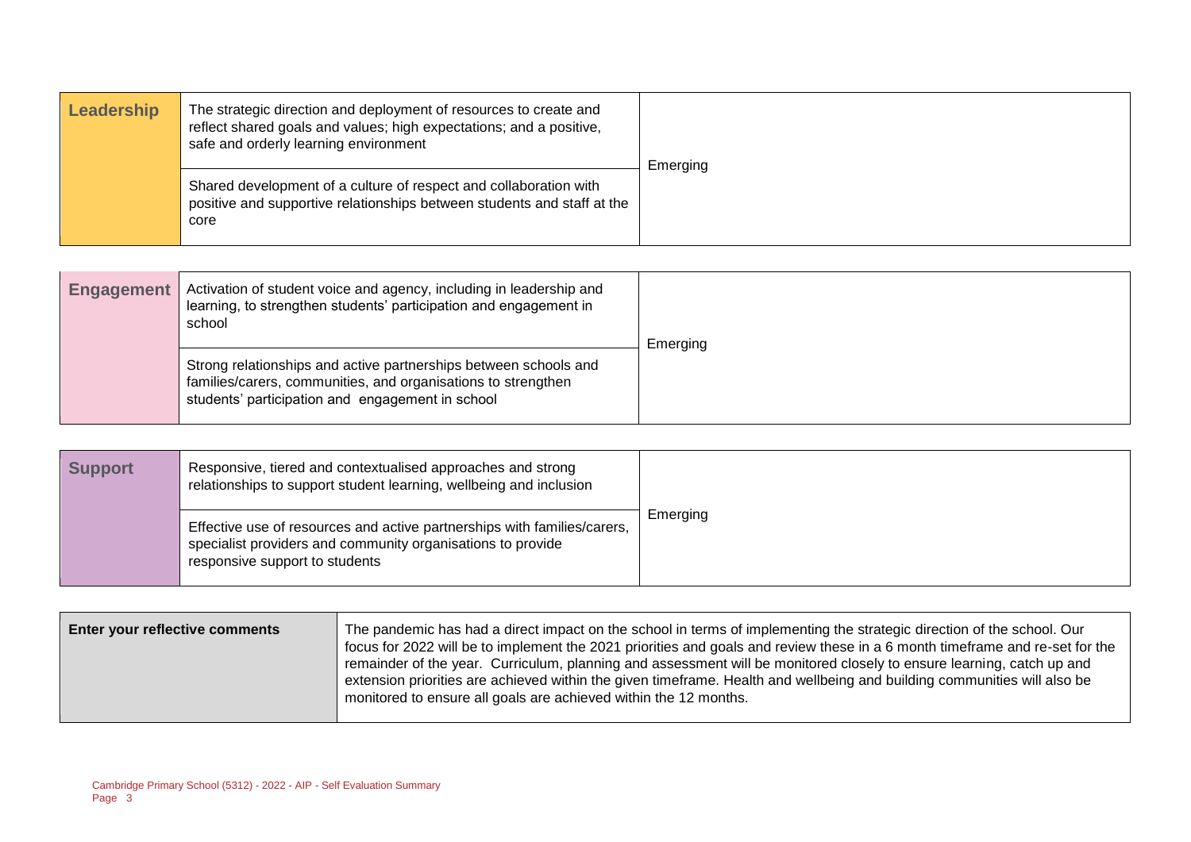| | | |
|---|---|---|
| **Leadership** | The strategic direction and deployment of resources to create and reflect shared goals and values; high expectations; and a positive, safe and orderly learning environment | Emerging |
| | Shared development of a culture of respect and collaboration with positive and supportive relationships between students and staff at the core | |

| | | |
|---|---|---|
| **Engagement** | Activation of student voice and agency, including in leadership and learning, to strengthen students' participation and engagement in school | Emerging |
| | Strong relationships and active partnerships between schools and families/carers, communities, and organisations to strengthen students' participation and engagement in school | |

| | | |
|---|---|---|
| **Support** | Responsive, tiered and contextualised approaches and strong relationships to support student learning, wellbeing and inclusion | Emerging |
| | Effective use of resources and active partnerships with families/carers, specialist providers and community organisations to provide responsive support to students | |

| | |
|---|---|
| **Enter your reflective comments** | The pandemic has had a direct impact on the school in terms of implementing the strategic direction of the school. Our focus for 2022 will be to implement the 2021 priorities and goals and review these in a 6 month timeframe and re-set for the remainder of the year. Curriculum, planning and assessment will be monitored closely to ensure learning, catch up and extension priorities are achieved within the given timeframe. Health and wellbeing and building communities will also be monitored to ensure all goals are achieved within the 12 months. |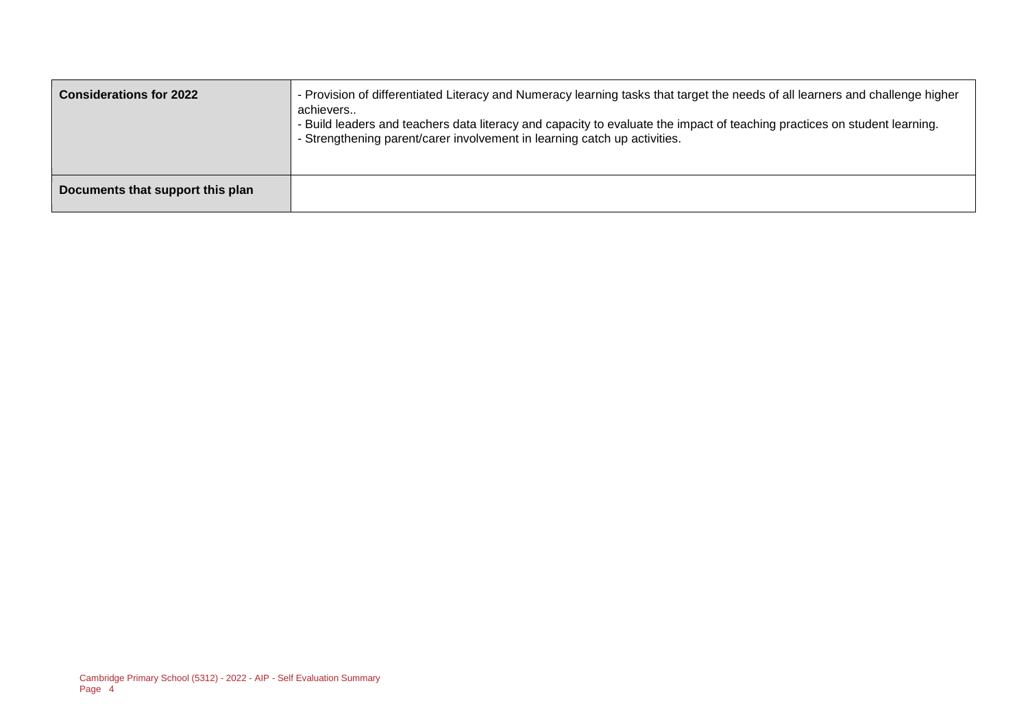| | |
|---|---|
| **Considerations for 2022** | - Provision of differentiated Literacy and Numeracy learning tasks that target the needs of all learners and challenge higher achievers..<br>- Build leaders and teachers data literacy and capacity to evaluate the impact of teaching practices on student learning.<br>- Strengthening parent/carer involvement in learning catch up activities. |
| **Documents that support this plan** | |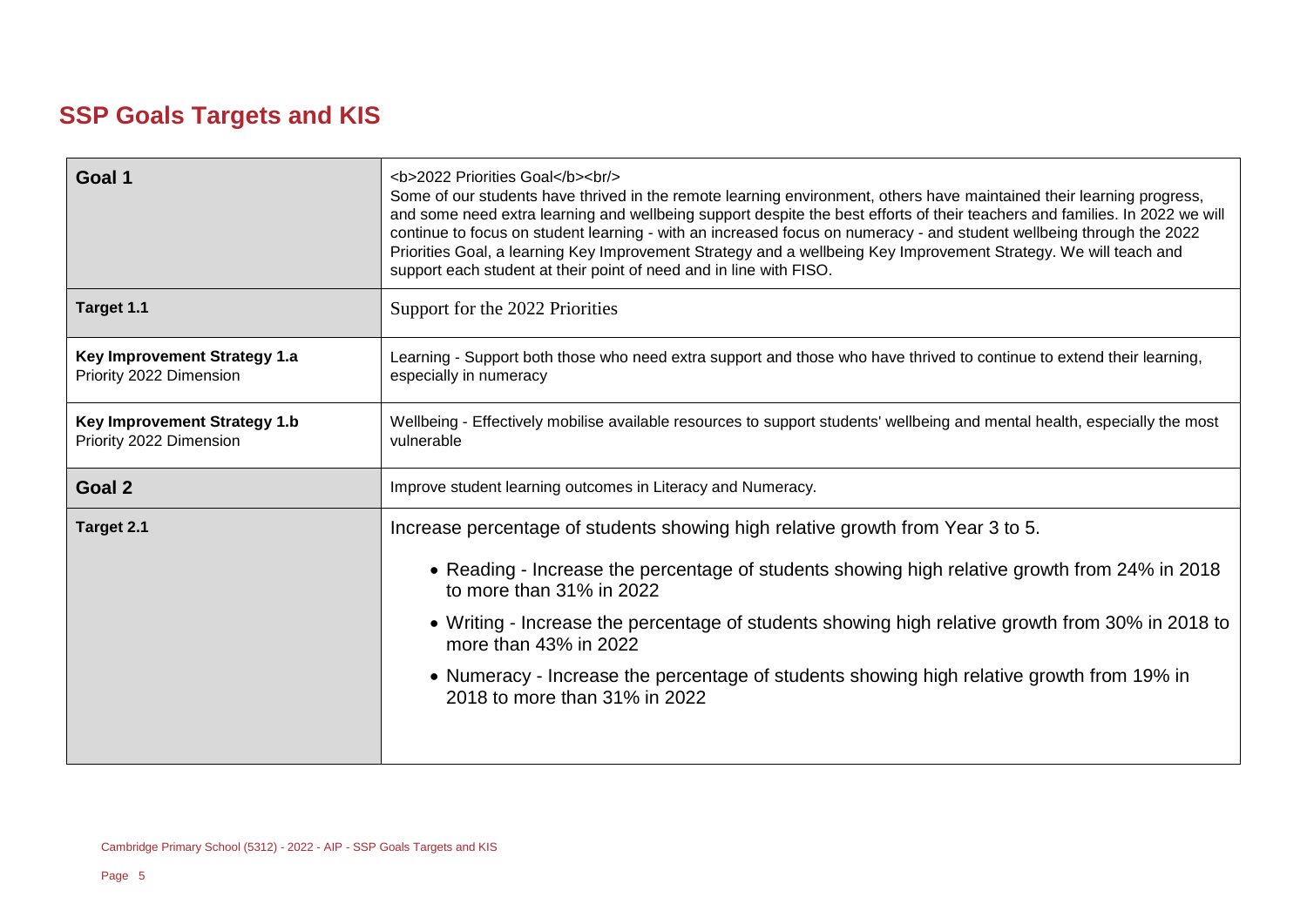## SSP Goals Targets and KIS

| | |
|---|---|
| **Goal 1** | <b>2022 Priorities Goal</b><br/> Some of our students have thrived in the remote learning environment, others have maintained their learning progress, and some need extra learning and wellbeing support despite the best efforts of their teachers and families. In 2022 we will continue to focus on student learning - with an increased focus on numeracy - and student wellbeing through the 2022 Priorities Goal, a learning Key Improvement Strategy and a wellbeing Key Improvement Strategy. We will teach and support each student at their point of need and in line with FISO. |
| **Target 1.1** | Support for the 2022 Priorities |
| **Key Improvement Strategy 1.a**<br>Priority 2022 Dimension | Learning - Support both those who need extra support and those who have thrived to continue to extend their learning, especially in numeracy |
| **Key Improvement Strategy 1.b**<br>Priority 2022 Dimension | Wellbeing - Effectively mobilise available resources to support students' wellbeing and mental health, especially the most vulnerable |
| **Goal 2** | Improve student learning outcomes in Literacy and Numeracy. |
| **Target 2.1** | Increase percentage of students showing high relative growth from Year 3 to 5.<br><br>• Reading - Increase the percentage of students showing high relative growth from 24% in 2018 to more than 31% in 2022<br>• Writing - Increase the percentage of students showing high relative growth from 30% in 2018 to more than 43% in 2022<br>• Numeracy - Increase the percentage of students showing high relative growth from 19% in 2018 to more than 31% in 2022 |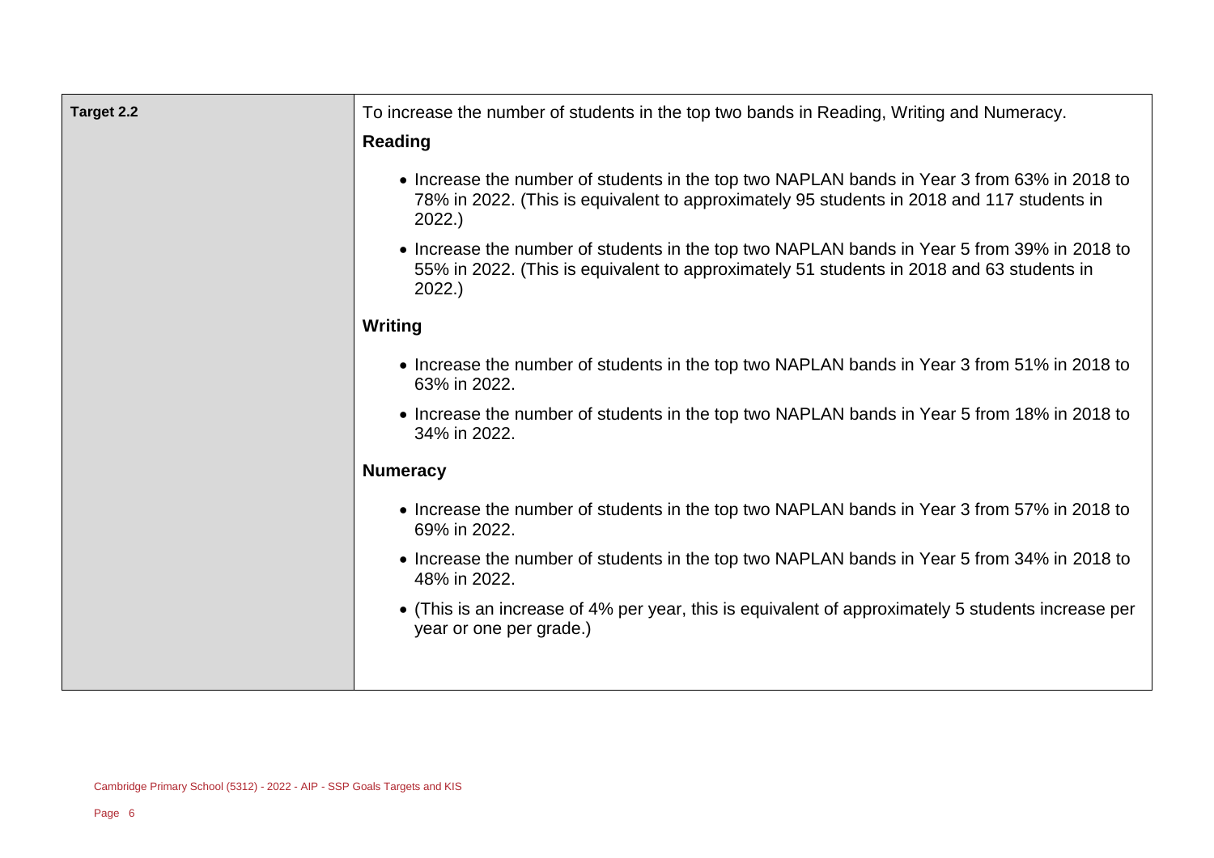| Target 2.2 | To increase the number of students in the top two bands in Reading, Writing and Numeracy.<br><br>**Reading**<br><br>• Increase the number of students in the top two NAPLAN bands in Year 3 from 63% in 2018 to 78% in 2022. (This is equivalent to approximately 95 students in 2018 and 117 students in 2022.)<br><br>• Increase the number of students in the top two NAPLAN bands in Year 5 from 39% in 2018 to 55% in 2022. (This is equivalent to approximately 51 students in 2018 and 63 students in 2022.)<br><br>**Writing**<br><br>• Increase the number of students in the top two NAPLAN bands in Year 3 from 51% in 2018 to 63% in 2022.<br><br>• Increase the number of students in the top two NAPLAN bands in Year 5 from 18% in 2018 to 34% in 2022.<br><br>**Numeracy**<br><br>• Increase the number of students in the top two NAPLAN bands in Year 3 from 57% in 2018 to 69% in 2022.<br><br>• Increase the number of students in the top two NAPLAN bands in Year 5 from 34% in 2018 to 48% in 2022.<br><br>• (This is an increase of 4% per year, this is equivalent of approximately 5 students increase per year or one per grade.) |
|---|---|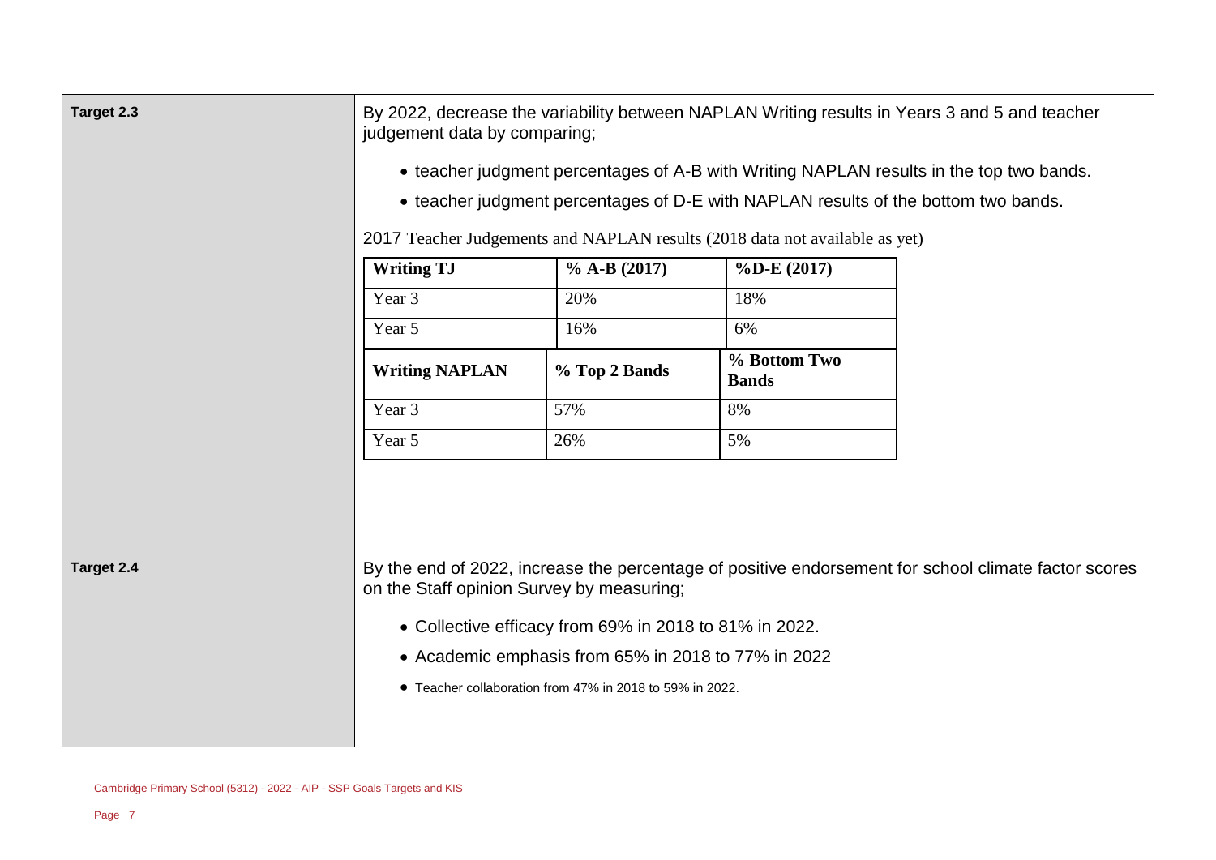**Target 2.3**

By 2022, decrease the variability between NAPLAN Writing results in Years 3 and 5 and teacher judgement data by comparing;

- teacher judgment percentages of A-B with Writing NAPLAN results in the top two bands.
- teacher judgment percentages of D-E with NAPLAN results of the bottom two bands.

2017 Teacher Judgements and NAPLAN results (2018 data not available as yet)

| Writing TJ | % A-B (2017) | %D-E (2017) |
|---|---|---|
| Year 3 | 20% | 18% |
| Year 5 | 16% | 6% |
| **Writing NAPLAN** | **% Top 2 Bands** | **% Bottom Two Bands** |
| Year 3 | 57% | 8% |
| Year 5 | 26% | 5% |

**Target 2.4**

By the end of 2022, increase the percentage of positive endorsement for school climate factor scores on the Staff opinion Survey by measuring;

- Collective efficacy from 69% in 2018 to 81% in 2022.
- Academic emphasis from 65% in 2018 to 77% in 2022
- Teacher collaboration from 47% in 2018 to 59% in 2022.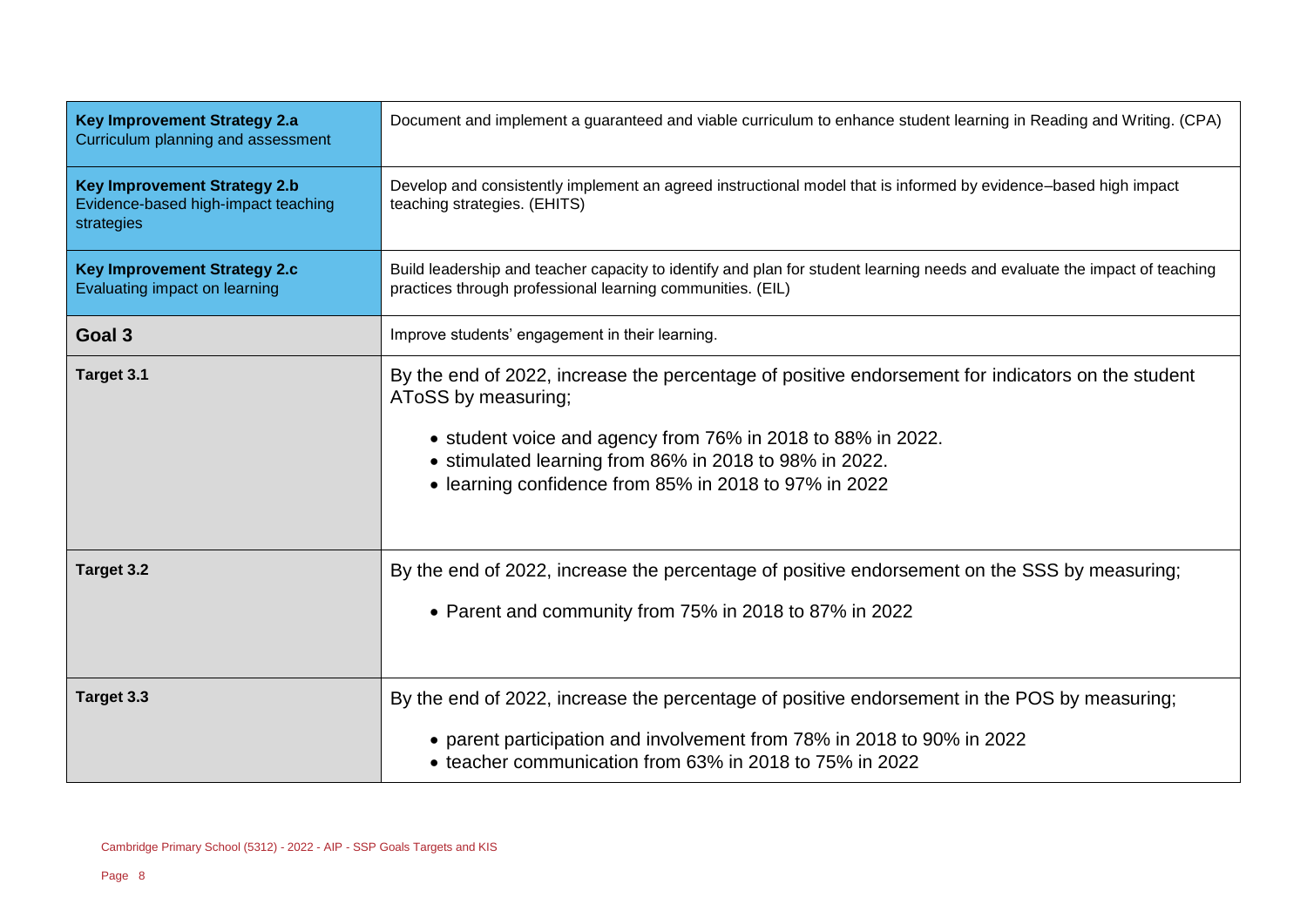| | |
|---|---|
| **Key Improvement Strategy 2.a** Curriculum planning and assessment | Document and implement a guaranteed and viable curriculum to enhance student learning in Reading and Writing. (CPA) |
| **Key Improvement Strategy 2.b** Evidence-based high-impact teaching strategies | Develop and consistently implement an agreed instructional model that is informed by evidence–based high impact teaching strategies. (EHITS) |
| **Key Improvement Strategy 2.c** Evaluating impact on learning | Build leadership and teacher capacity to identify and plan for student learning needs and evaluate the impact of teaching practices through professional learning communities. (EIL) |
| **Goal 3** | Improve students' engagement in their learning. |
| **Target 3.1** | By the end of 2022, increase the percentage of positive endorsement for indicators on the student AToSS by measuring;<br>• student voice and agency from 76% in 2018 to 88% in 2022.<br>• stimulated learning from 86% in 2018 to 98% in 2022.<br>• learning confidence from 85% in 2018 to 97% in 2022 |
| **Target 3.2** | By the end of 2022, increase the percentage of positive endorsement on the SSS by measuring;<br>• Parent and community from 75% in 2018 to 87% in 2022 |
| **Target 3.3** | By the end of 2022, increase the percentage of positive endorsement in the POS by measuring;<br>• parent participation and involvement from 78% in 2018 to 90% in 2022<br>• teacher communication from 63% in 2018 to 75% in 2022 |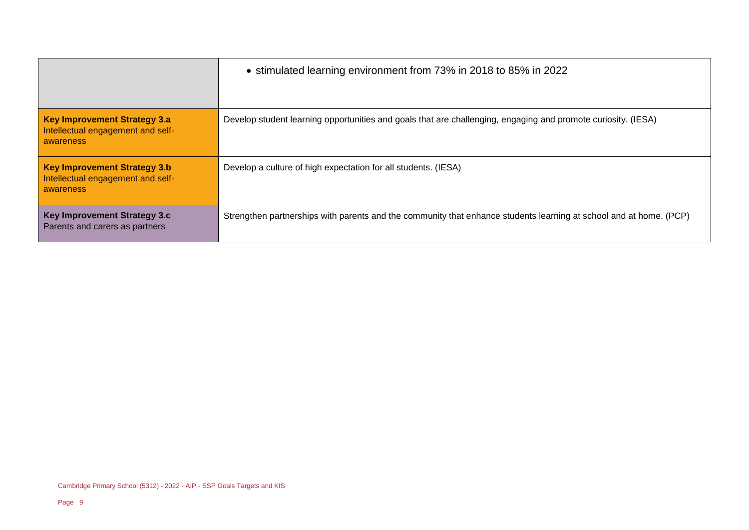| | |
|---|---|
| | • stimulated learning environment from 73% in 2018 to 85% in 2022 |
| **Key Improvement Strategy 3.a** Intellectual engagement and self-awareness | Develop student learning opportunities and goals that are challenging, engaging and promote curiosity. (IESA) |
| **Key Improvement Strategy 3.b** Intellectual engagement and self-awareness | Develop a culture of high expectation for all students. (IESA) |
| **Key Improvement Strategy 3.c** Parents and carers as partners | Strengthen partnerships with parents and the community that enhance students learning at school and at home. (PCP) |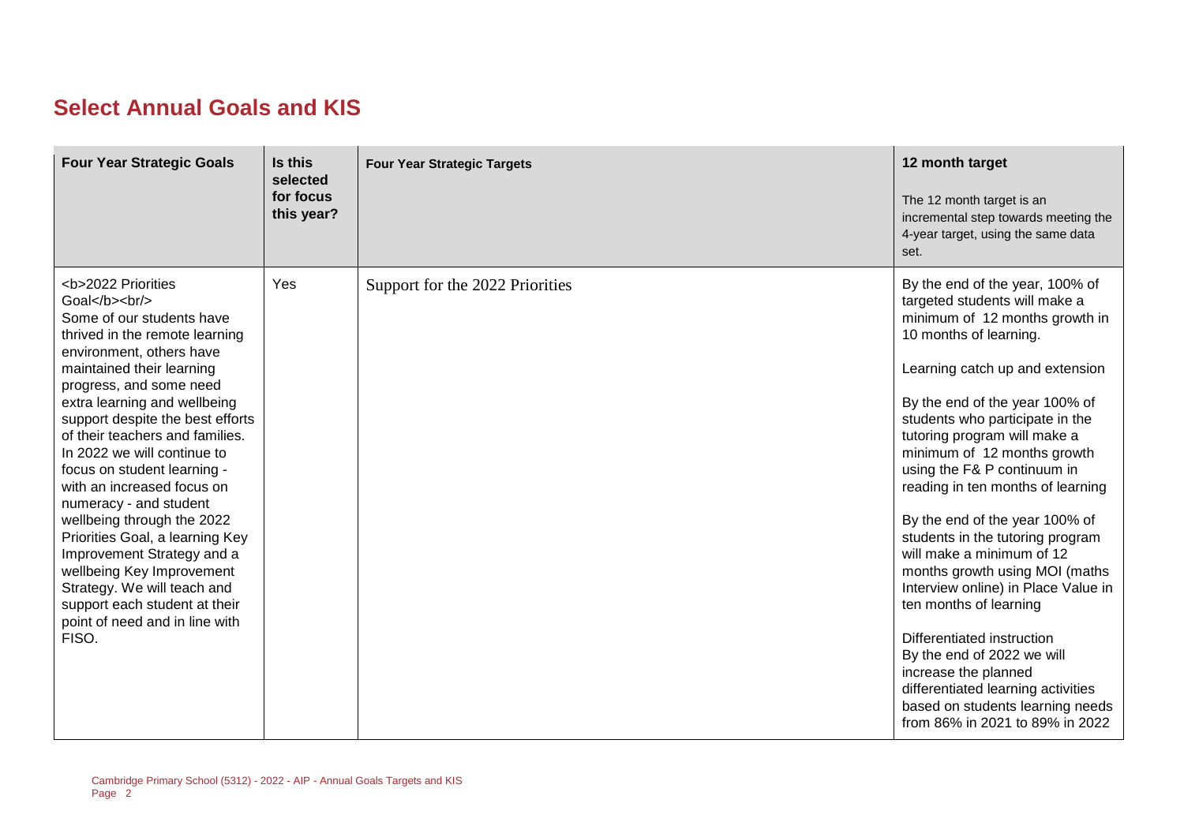## Select Annual Goals and KIS

| Four Year Strategic Goals | Is this selected for focus this year? | Four Year Strategic Targets | 12 month target<br><br>The 12 month target is an incremental step towards meeting the 4-year target, using the same data set. |
|---|---|---|---|
| <b>2022 Priorities Goal</b><br/> Some of our students have thrived in the remote learning environment, others have maintained their learning progress, and some need extra learning and wellbeing support despite the best efforts of their teachers and families. In 2022 we will continue to focus on student learning - with an increased focus on numeracy - and student wellbeing through the 2022 Priorities Goal, a learning Key Improvement Strategy and a wellbeing Key Improvement Strategy. We will teach and support each student at their point of need and in line with FISO. | Yes | Support for the 2022 Priorities | By the end of the year, 100% of targeted students will make a minimum of 12 months growth in 10 months of learning.<br><br>Learning catch up and extension<br><br>By the end of the year 100% of students who participate in the tutoring program will make a minimum of 12 months growth using the F& P continuum in reading in ten months of learning<br><br>By the end of the year 100% of students in the tutoring program will make a minimum of 12 months growth using MOI (maths Interview online) in Place Value in ten months of learning<br><br>Differentiated instruction<br>By the end of 2022 we will increase the planned differentiated learning activities based on students learning needs from 86% in 2021 to 89% in 2022 |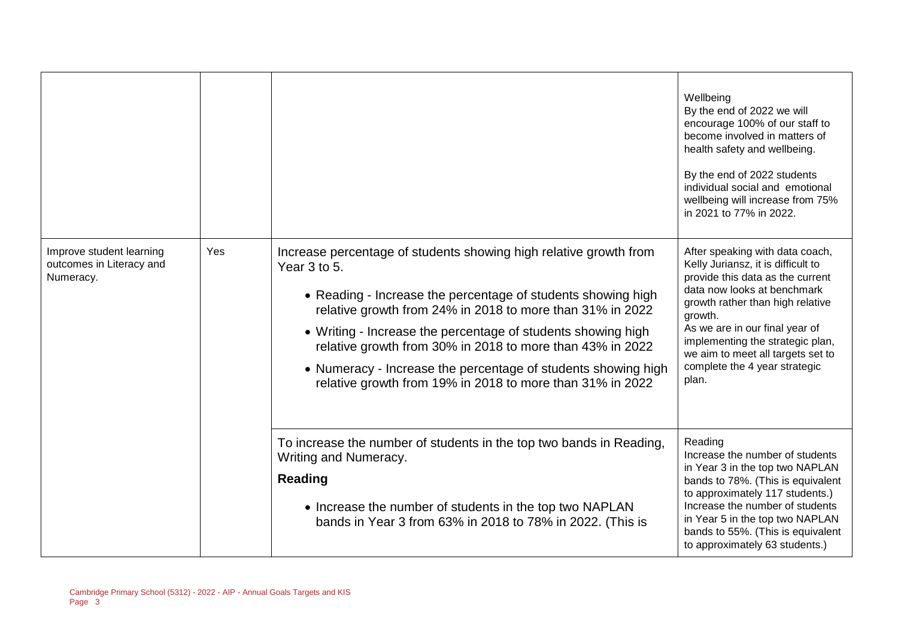| | | | |
|---|---|---|---|
| | | | Wellbeing<br>By the end of 2022 we will encourage 100% of our staff to become involved in matters of health safety and wellbeing.<br><br>By the end of 2022 students individual social and emotional wellbeing will increase from 75% in 2021 to 77% in 2022. |
| Improve student learning outcomes in Literacy and Numeracy. | Yes | Increase percentage of students showing high relative growth from Year 3 to 5.<br><br>• Reading - Increase the percentage of students showing high relative growth from 24% in 2018 to more than 31% in 2022<br>• Writing - Increase the percentage of students showing high relative growth from 30% in 2018 to more than 43% in 2022<br>• Numeracy - Increase the percentage of students showing high relative growth from 19% in 2018 to more than 31% in 2022 | After speaking with data coach, Kelly Juriansz, it is difficult to provide this data as the current data now looks at benchmark growth rather than high relative growth.<br>As we are in our final year of implementing the strategic plan, we aim to meet all targets set to complete the 4 year strategic plan. |
| | | To increase the number of students in the top two bands in Reading, Writing and Numeracy.<br><br>**Reading**<br><br>• Increase the number of students in the top two NAPLAN bands in Year 3 from 63% in 2018 to 78% in 2022. (This is | Reading<br>Increase the number of students in Year 3 in the top two NAPLAN bands to 78%. (This is equivalent to approximately 117 students.)<br>Increase the number of students in Year 5 in the top two NAPLAN bands to 55%. (This is equivalent to approximately 63 students.) |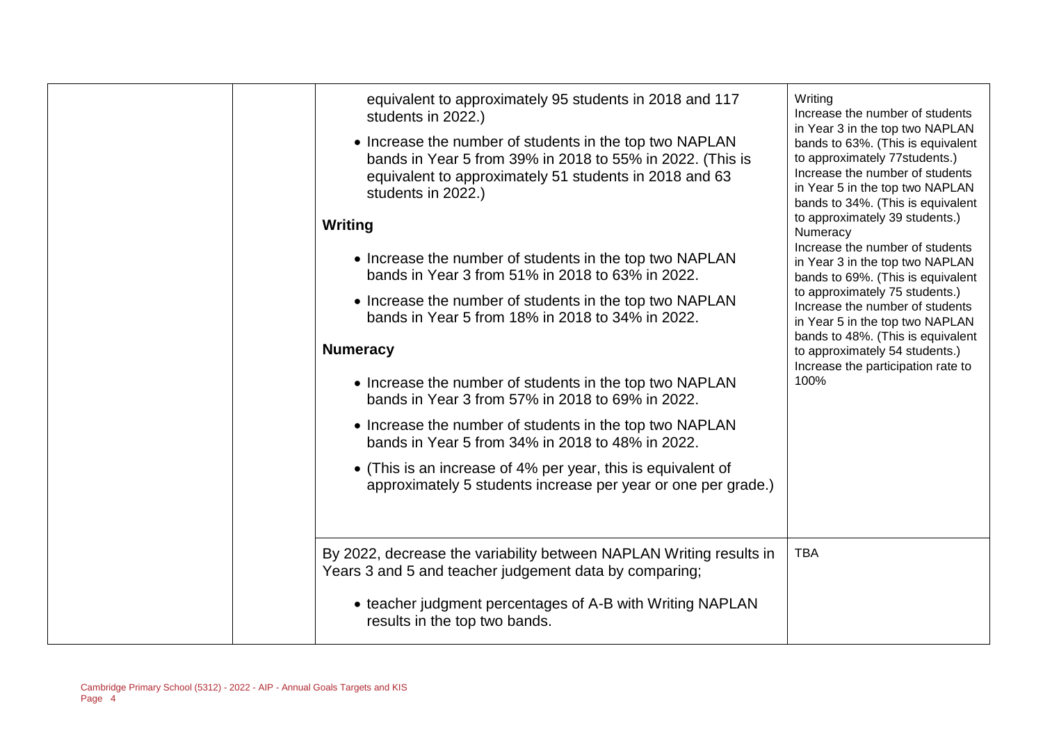| | | | |
|---|---|---|---|
| | | equivalent to approximately 95 students in 2018 and 117 students in 2022.)<br><br>• Increase the number of students in the top two NAPLAN bands in Year 5 from 39% in 2018 to 55% in 2022. (This is equivalent to approximately 51 students in 2018 and 63 students in 2022.)<br><br>**Writing**<br><br>• Increase the number of students in the top two NAPLAN bands in Year 3 from 51% in 2018 to 63% in 2022.<br><br>• Increase the number of students in the top two NAPLAN bands in Year 5 from 18% in 2018 to 34% in 2022.<br><br>**Numeracy**<br><br>• Increase the number of students in the top two NAPLAN bands in Year 3 from 57% in 2018 to 69% in 2022.<br><br>• Increase the number of students in the top two NAPLAN bands in Year 5 from 34% in 2018 to 48% in 2022.<br><br>• (This is an increase of 4% per year, this is equivalent of approximately 5 students increase per year or one per grade.) | Writing<br>Increase the number of students in Year 3 in the top two NAPLAN bands to 63%. (This is equivalent to approximately 77students.)<br>Increase the number of students in Year 5 in the top two NAPLAN bands to 34%. (This is equivalent to approximately 39 students.)<br>Numeracy<br>Increase the number of students in Year 3 in the top two NAPLAN bands to 69%. (This is equivalent to approximately 75 students.)<br>Increase the number of students in Year 5 in the top two NAPLAN bands to 48%. (This is equivalent to approximately 54 students.)<br>Increase the participation rate to 100% |
| | | By 2022, decrease the variability between NAPLAN Writing results in Years 3 and 5 and teacher judgement data by comparing;<br><br>• teacher judgment percentages of A-B with Writing NAPLAN results in the top two bands. | TBA |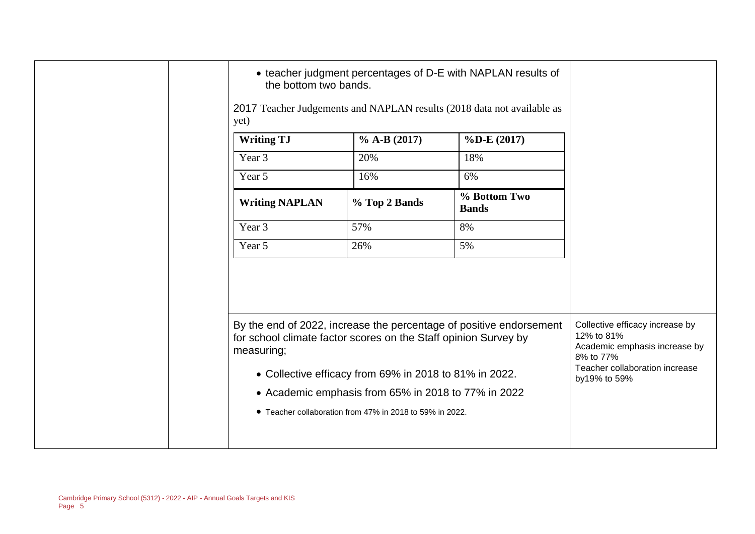- teacher judgment percentages of D-E with NAPLAN results of the bottom two bands.

2017 Teacher Judgements and NAPLAN results (2018 data not available as yet)

| Writing TJ | % A-B (2017) | %D-E (2017) |
|---|---|---|
| Year 3 | 20% | 18% |
| Year 5 | 16% | 6% |

| Writing NAPLAN | % Top 2 Bands | % Bottom Two Bands |
|---|---|---|
| Year 3 | 57% | 8% |
| Year 5 | 26% | 5% |

By the end of 2022, increase the percentage of positive endorsement for school climate factor scores on the Staff opinion Survey by measuring;

- Collective efficacy from 69% in 2018 to 81% in 2022.
- Academic emphasis from 65% in 2018 to 77% in 2022
- Teacher collaboration from 47% in 2018 to 59% in 2022.

Collective efficacy increase by 12% to 81%
Academic emphasis increase by 8% to 77%
Teacher collaboration increase by19% to 59%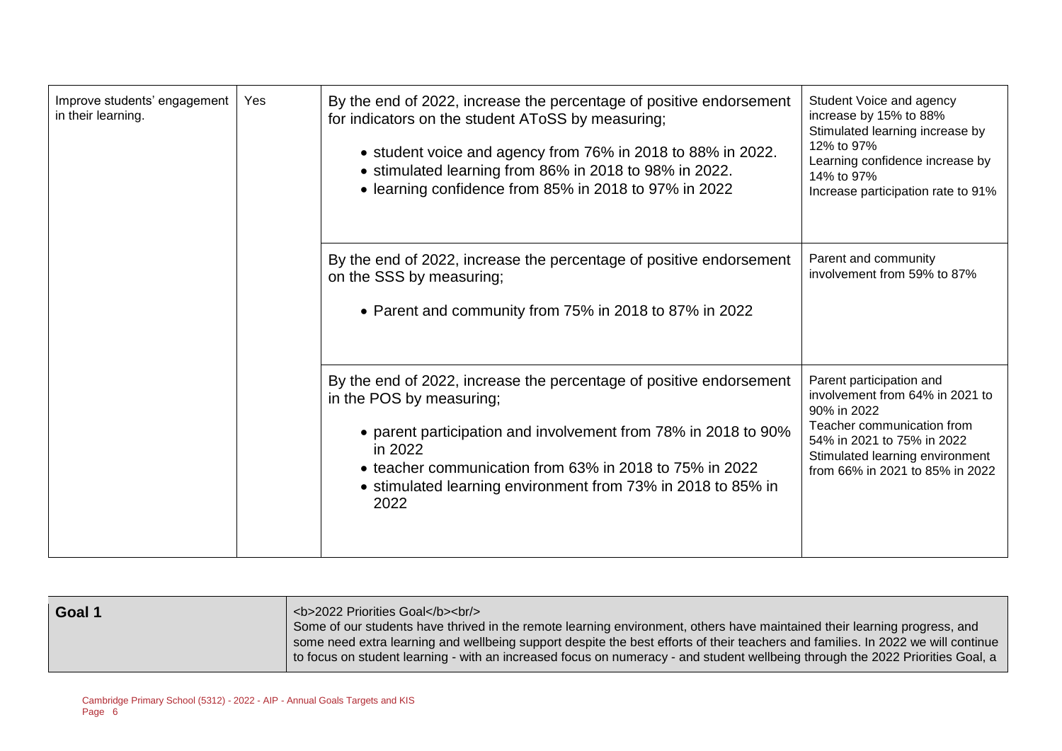| | | | |
|---|---|---|---|
| Improve students' engagement in their learning. | Yes | By the end of 2022, increase the percentage of positive endorsement for indicators on the student AToSS by measuring;<br>• student voice and agency from 76% in 2018 to 88% in 2022.<br>• stimulated learning from 86% in 2018 to 98% in 2022.<br>• learning confidence from 85% in 2018 to 97% in 2022 | Student Voice and agency increase by 15% to 88%<br>Stimulated learning increase by 12% to 97%<br>Learning confidence increase by 14% to 97%<br>Increase participation rate to 91% |
| | | By the end of 2022, increase the percentage of positive endorsement on the SSS by measuring;<br>• Parent and community from 75% in 2018 to 87% in 2022 | Parent and community involvement from 59% to 87% |
| | | By the end of 2022, increase the percentage of positive endorsement in the POS by measuring;<br>• parent participation and involvement from 78% in 2018 to 90% in 2022<br>• teacher communication from 63% in 2018 to 75% in 2022<br>• stimulated learning environment from 73% in 2018 to 85% in 2022 | Parent participation and involvement from 64% in 2021 to 90% in 2022<br>Teacher communication from 54% in 2021 to 75% in 2022<br>Stimulated learning environment from 66% in 2021 to 85% in 2022 |

| | |
|---|---|
| **Goal 1** | <b>2022 Priorities Goal</b><br/><br>Some of our students have thrived in the remote learning environment, others have maintained their learning progress, and some need extra learning and wellbeing support despite the best efforts of their teachers and families. In 2022 we will continue to focus on student learning - with an increased focus on numeracy - and student wellbeing through the 2022 Priorities Goal, a |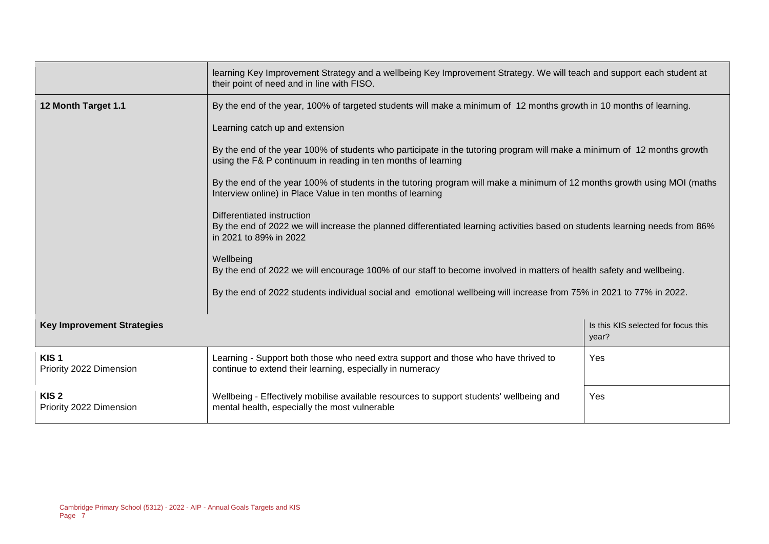| | | |
|---|---|---|
| | learning Key Improvement Strategy and a wellbeing Key Improvement Strategy. We will teach and support each student at their point of need and in line with FISO. | |
| **12 Month Target 1.1** | By the end of the year, 100% of targeted students will make a minimum of 12 months growth in 10 months of learning.<br><br>Learning catch up and extension<br><br>By the end of the year 100% of students who participate in the tutoring program will make a minimum of 12 months growth using the F& P continuum in reading in ten months of learning<br><br>By the end of the year 100% of students in the tutoring program will make a minimum of 12 months growth using MOI (maths Interview online) in Place Value in ten months of learning<br><br>Differentiated instruction<br>By the end of 2022 we will increase the planned differentiated learning activities based on students learning needs from 86% in 2021 to 89% in 2022<br><br>Wellbeing<br>By the end of 2022 we will encourage 100% of our staff to become involved in matters of health safety and wellbeing.<br><br>By the end of 2022 students individual social and emotional wellbeing will increase from 75% in 2021 to 77% in 2022. | |
| **Key Improvement Strategies** | | Is this KIS selected for focus this year? |
| **KIS 1**<br>Priority 2022 Dimension | Learning - Support both those who need extra support and those who have thrived to continue to extend their learning, especially in numeracy | Yes |
| **KIS 2**<br>Priority 2022 Dimension | Wellbeing - Effectively mobilise available resources to support students' wellbeing and mental health, especially the most vulnerable | Yes |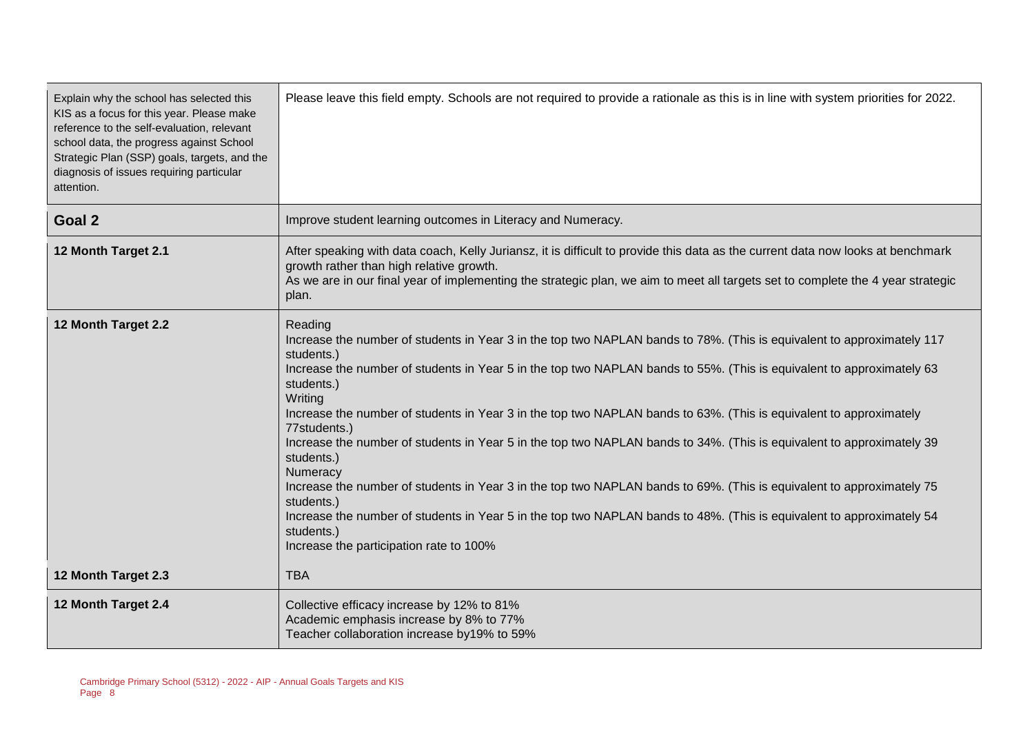| | |
|---|---|
| Explain why the school has selected this KIS as a focus for this year. Please make reference to the self-evaluation, relevant school data, the progress against School Strategic Plan (SSP) goals, targets, and the diagnosis of issues requiring particular attention. | Please leave this field empty. Schools are not required to provide a rationale as this is in line with system priorities for 2022. |
| **Goal 2** | Improve student learning outcomes in Literacy and Numeracy. |
| **12 Month Target 2.1** | After speaking with data coach, Kelly Juriansz, it is difficult to provide this data as the current data now looks at benchmark growth rather than high relative growth.<br>As we are in our final year of implementing the strategic plan, we aim to meet all targets set to complete the 4 year strategic plan. |
| **12 Month Target 2.2** | Reading<br>Increase the number of students in Year 3 in the top two NAPLAN bands to 78%. (This is equivalent to approximately 117 students.)<br>Increase the number of students in Year 5 in the top two NAPLAN bands to 55%. (This is equivalent to approximately 63 students.)<br>Writing<br>Increase the number of students in Year 3 in the top two NAPLAN bands to 63%. (This is equivalent to approximately 77students.)<br>Increase the number of students in Year 5 in the top two NAPLAN bands to 34%. (This is equivalent to approximately 39 students.)<br>Numeracy<br>Increase the number of students in Year 3 in the top two NAPLAN bands to 69%. (This is equivalent to approximately 75 students.)<br>Increase the number of students in Year 5 in the top two NAPLAN bands to 48%. (This is equivalent to approximately 54 students.)<br>Increase the participation rate to 100% |
| **12 Month Target 2.3** | TBA |
| **12 Month Target 2.4** | Collective efficacy increase by 12% to 81%<br>Academic emphasis increase by 8% to 77%<br>Teacher collaboration increase by19% to 59% |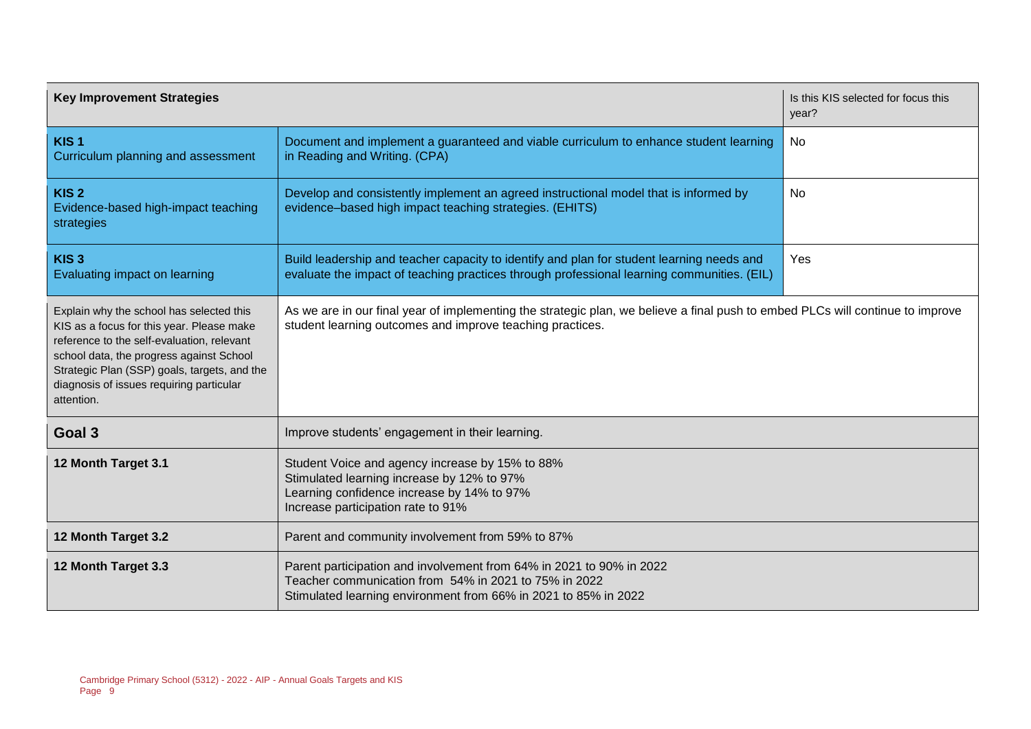| Key Improvement Strategies | | Is this KIS selected for focus this year? |
|---|---|---|
| **KIS 1**<br>Curriculum planning and assessment | Document and implement a guaranteed and viable curriculum to enhance student learning in Reading and Writing. (CPA) | No |
| **KIS 2**<br>Evidence-based high-impact teaching strategies | Develop and consistently implement an agreed instructional model that is informed by evidence–based high impact teaching strategies. (EHITS) | No |
| **KIS 3**<br>Evaluating impact on learning | Build leadership and teacher capacity to identify and plan for student learning needs and evaluate the impact of teaching practices through professional learning communities. (EIL) | Yes |
| Explain why the school has selected this KIS as a focus for this year. Please make reference to the self-evaluation, relevant school data, the progress against School Strategic Plan (SSP) goals, targets, and the diagnosis of issues requiring particular attention. | As we are in our final year of implementing the strategic plan, we believe a final push to embed PLCs will continue to improve student learning outcomes and improve teaching practices. | |

| **Goal 3** | Improve students' engagement in their learning. |
|---|---|
| **12 Month Target 3.1** | Student Voice and agency increase by 15% to 88%<br>Stimulated learning increase by 12% to 97%<br>Learning confidence increase by 14% to 97%<br>Increase participation rate to 91% |
| **12 Month Target 3.2** | Parent and community involvement from 59% to 87% |
| **12 Month Target 3.3** | Parent participation and involvement from 64% in 2021 to 90% in 2022<br>Teacher communication from 54% in 2021 to 75% in 2022<br>Stimulated learning environment from 66% in 2021 to 85% in 2022 |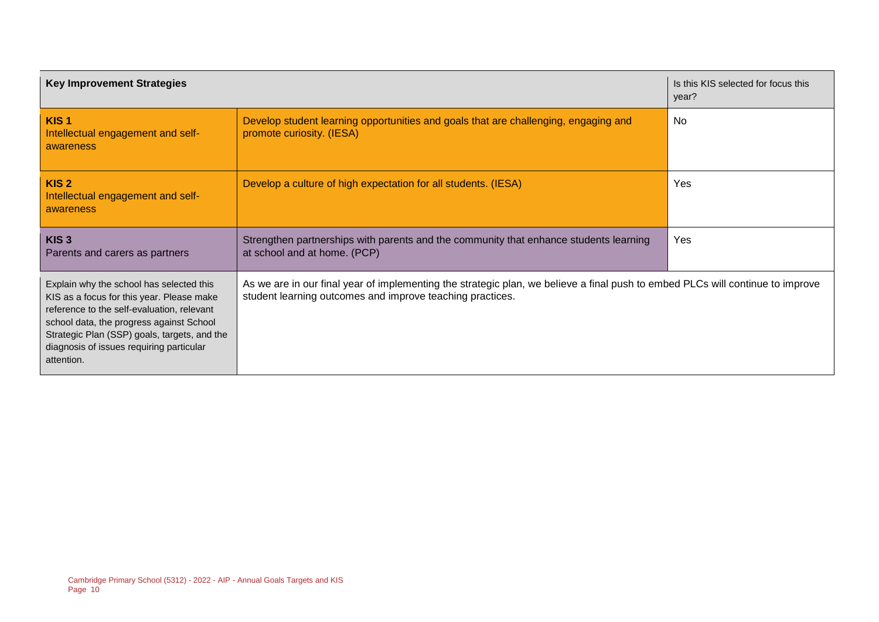| Key Improvement Strategies | | Is this KIS selected for focus this year? |
|---|---|---|
| **KIS 1**<br>Intellectual engagement and self-awareness | Develop student learning opportunities and goals that are challenging, engaging and promote curiosity. (IESA) | No |
| **KIS 2**<br>Intellectual engagement and self-awareness | Develop a culture of high expectation for all students. (IESA) | Yes |
| **KIS 3**<br>Parents and carers as partners | Strengthen partnerships with parents and the community that enhance students learning at school and at home. (PCP) | Yes |
| Explain why the school has selected this KIS as a focus for this year. Please make reference to the self-evaluation, relevant school data, the progress against School Strategic Plan (SSP) goals, targets, and the diagnosis of issues requiring particular attention. | As we are in our final year of implementing the strategic plan, we believe a final push to embed PLCs will continue to improve student learning outcomes and improve teaching practices. | |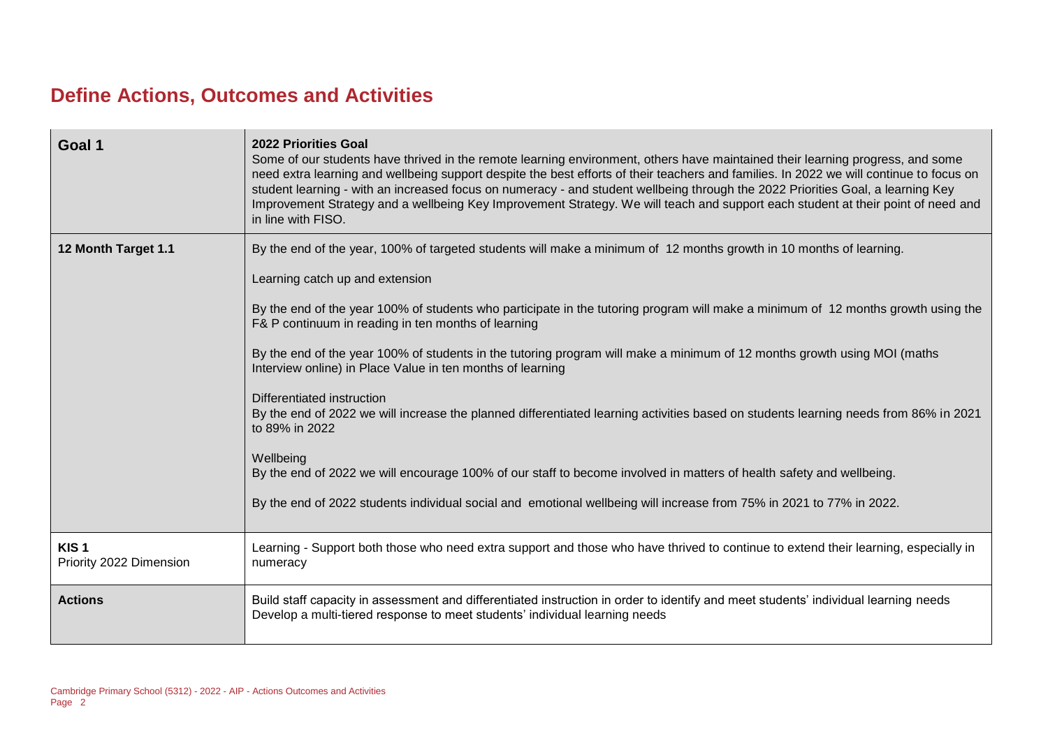# Define Actions, Outcomes and Activities

| Goal 1 | **2022 Priorities Goal**<br>Some of our students have thrived in the remote learning environment, others have maintained their learning progress, and some need extra learning and wellbeing support despite the best efforts of their teachers and families. In 2022 we will continue to focus on student learning - with an increased focus on numeracy - and student wellbeing through the 2022 Priorities Goal, a learning Key Improvement Strategy and a wellbeing Key Improvement Strategy. We will teach and support each student at their point of need and in line with FISO. |
|---|---|
| **12 Month Target 1.1** | By the end of the year, 100% of targeted students will make a minimum of 12 months growth in 10 months of learning.<br><br>Learning catch up and extension<br><br>By the end of the year 100% of students who participate in the tutoring program will make a minimum of 12 months growth using the F& P continuum in reading in ten months of learning<br><br>By the end of the year 100% of students in the tutoring program will make a minimum of 12 months growth using MOI (maths Interview online) in Place Value in ten months of learning<br><br>Differentiated instruction<br>By the end of 2022 we will increase the planned differentiated learning activities based on students learning needs from 86% in 2021 to 89% in 2022<br><br>Wellbeing<br>By the end of 2022 we will encourage 100% of our staff to become involved in matters of health safety and wellbeing.<br><br>By the end of 2022 students individual social and emotional wellbeing will increase from 75% in 2021 to 77% in 2022. |
| **KIS 1**<br>Priority 2022 Dimension | Learning - Support both those who need extra support and those who have thrived to continue to extend their learning, especially in numeracy |
| **Actions** | Build staff capacity in assessment and differentiated instruction in order to identify and meet students' individual learning needs<br>Develop a multi-tiered response to meet students' individual learning needs |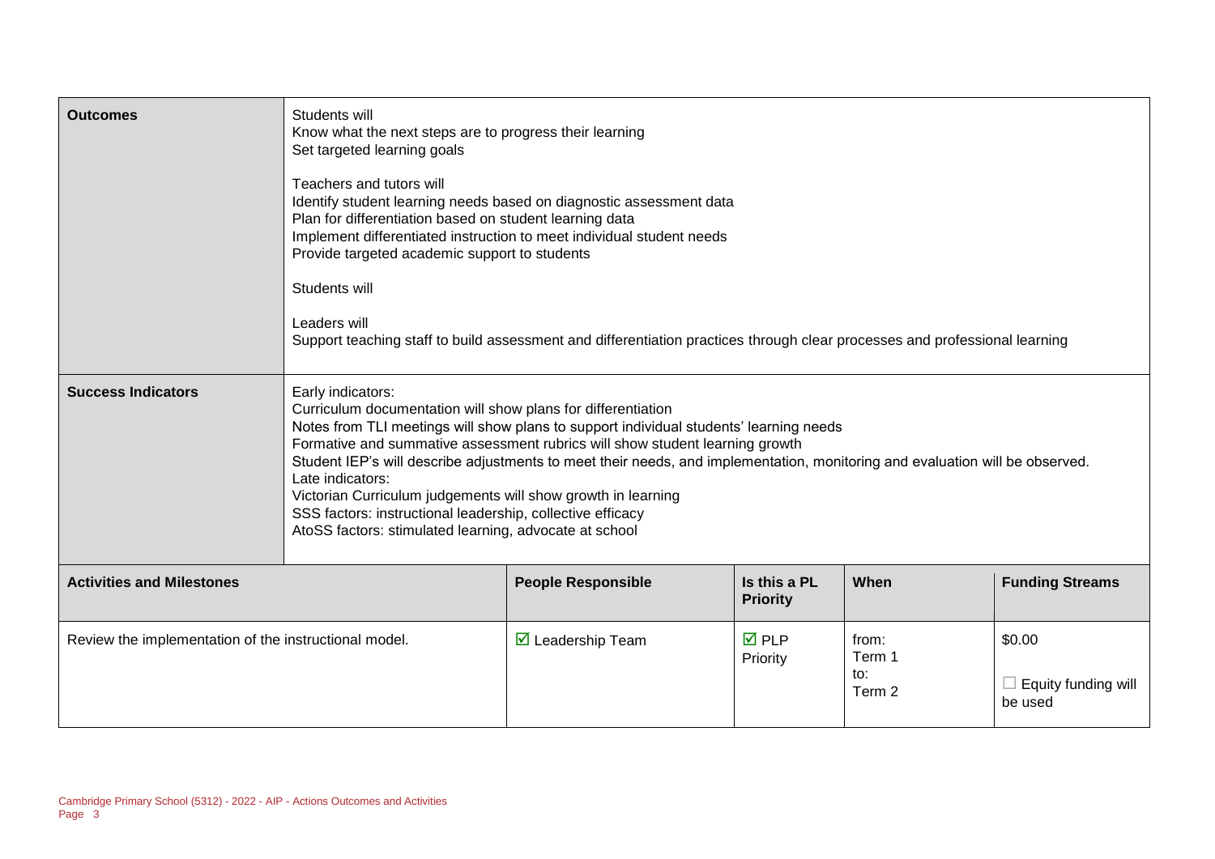| Outcomes | Students will<br>Know what the next steps are to progress their learning<br>Set targeted learning goals<br><br>Teachers and tutors will<br>Identify student learning needs based on diagnostic assessment data<br>Plan for differentiation based on student learning data<br>Implement differentiated instruction to meet individual student needs<br>Provide targeted academic support to students<br><br>Students will<br><br>Leaders will<br>Support teaching staff to build assessment and differentiation practices through clear processes and professional learning | | | |
|---|---|---|---|---|
| **Success Indicators** | Early indicators:<br>Curriculum documentation will show plans for differentiation<br>Notes from TLI meetings will show plans to support individual students' learning needs<br>Formative and summative assessment rubrics will show student learning growth<br>Student IEP's will describe adjustments to meet their needs, and implementation, monitoring and evaluation will be observed.<br>Late indicators:<br>Victorian Curriculum judgements will show growth in learning<br>SSS factors: instructional leadership, collective efficacy<br>AtoSS factors: stimulated learning, advocate at school | | | |
| **Activities and Milestones** | **People Responsible** | **Is this a PL Priority** | **When** | **Funding Streams** |
| Review the implementation of the instructional model. | ☑ Leadership Team | ☑ PLP Priority | from:<br>Term 1<br>to:<br>Term 2 | \$0.00<br><br>☐ Equity funding will be used |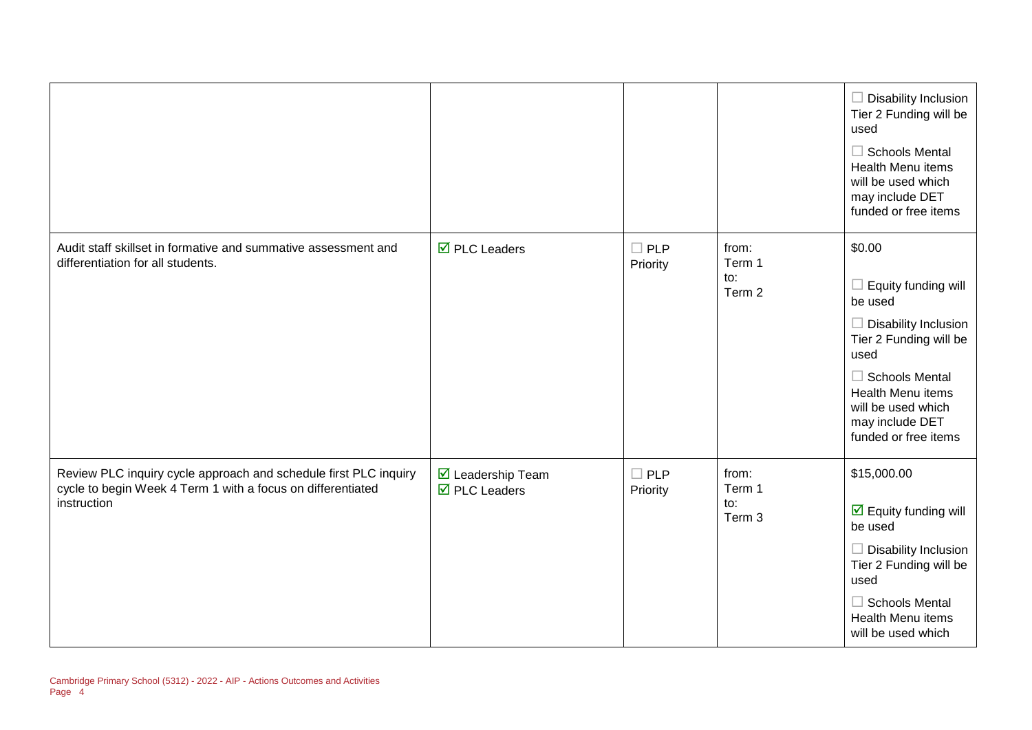| | | | | |
|---|---|---|---|---|
| | | | | ☐ Disability Inclusion Tier 2 Funding will be used<br><br>☐ Schools Mental Health Menu items will be used which may include DET funded or free items |
| Audit staff skillset in formative and summative assessment and differentiation for all students. | ☑ PLC Leaders | ☐ PLP Priority | from: Term 1<br>to: Term 2 | $0.00<br><br>☐ Equity funding will be used<br><br>☐ Disability Inclusion Tier 2 Funding will be used<br><br>☐ Schools Mental Health Menu items will be used which may include DET funded or free items |
| Review PLC inquiry cycle approach and schedule first PLC inquiry cycle to begin Week 4 Term 1 with a focus on differentiated instruction | ☑ Leadership Team<br>☑ PLC Leaders | ☐ PLP Priority | from: Term 1<br>to: Term 3 | $15,000.00<br><br>☑ Equity funding will be used<br><br>☐ Disability Inclusion Tier 2 Funding will be used<br><br>☐ Schools Mental Health Menu items will be used which |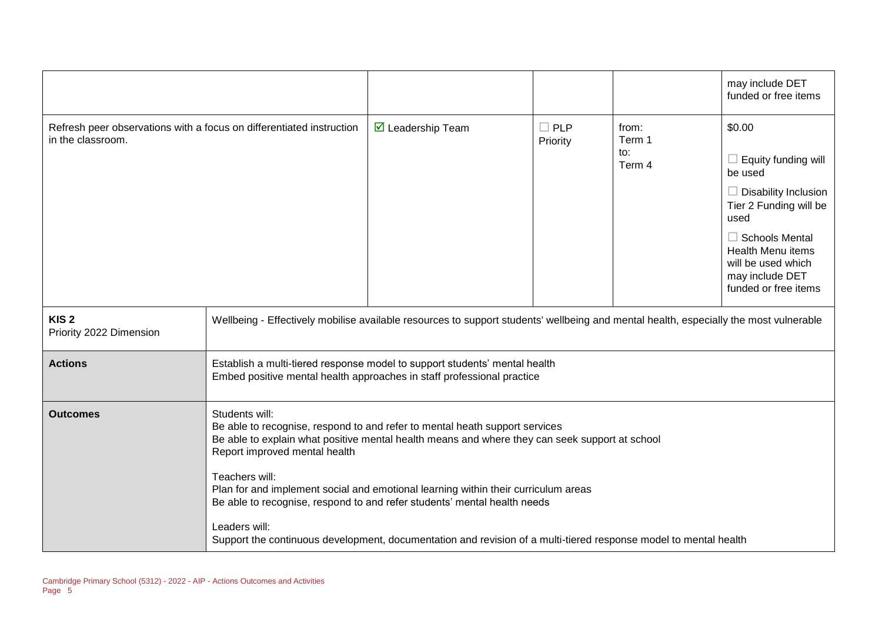| | | | | |
|---|---|---|---|---|
| | | | | may include DET funded or free items |
| Refresh peer observations with a focus on differentiated instruction in the classroom. | ☑ Leadership Team | ☐ PLP Priority | from: Term 1 to: Term 4 | $0.00 ☐ Equity funding will be used ☐ Disability Inclusion Tier 2 Funding will be used ☐ Schools Mental Health Menu items will be used which may include DET funded or free items |

| | |
|---|---|
| **KIS 2** Priority 2022 Dimension | Wellbeing - Effectively mobilise available resources to support students' wellbeing and mental health, especially the most vulnerable |
| **Actions** | Establish a multi-tiered response model to support students' mental health<br>Embed positive mental health approaches in staff professional practice |
| **Outcomes** | Students will:<br>Be able to recognise, respond to and refer to mental heath support services<br>Be able to explain what positive mental health means and where they can seek support at school<br>Report improved mental health<br><br>Teachers will:<br>Plan for and implement social and emotional learning within their curriculum areas<br>Be able to recognise, respond to and refer students' mental health needs<br><br>Leaders will:<br>Support the continuous development, documentation and revision of a multi-tiered response model to mental health |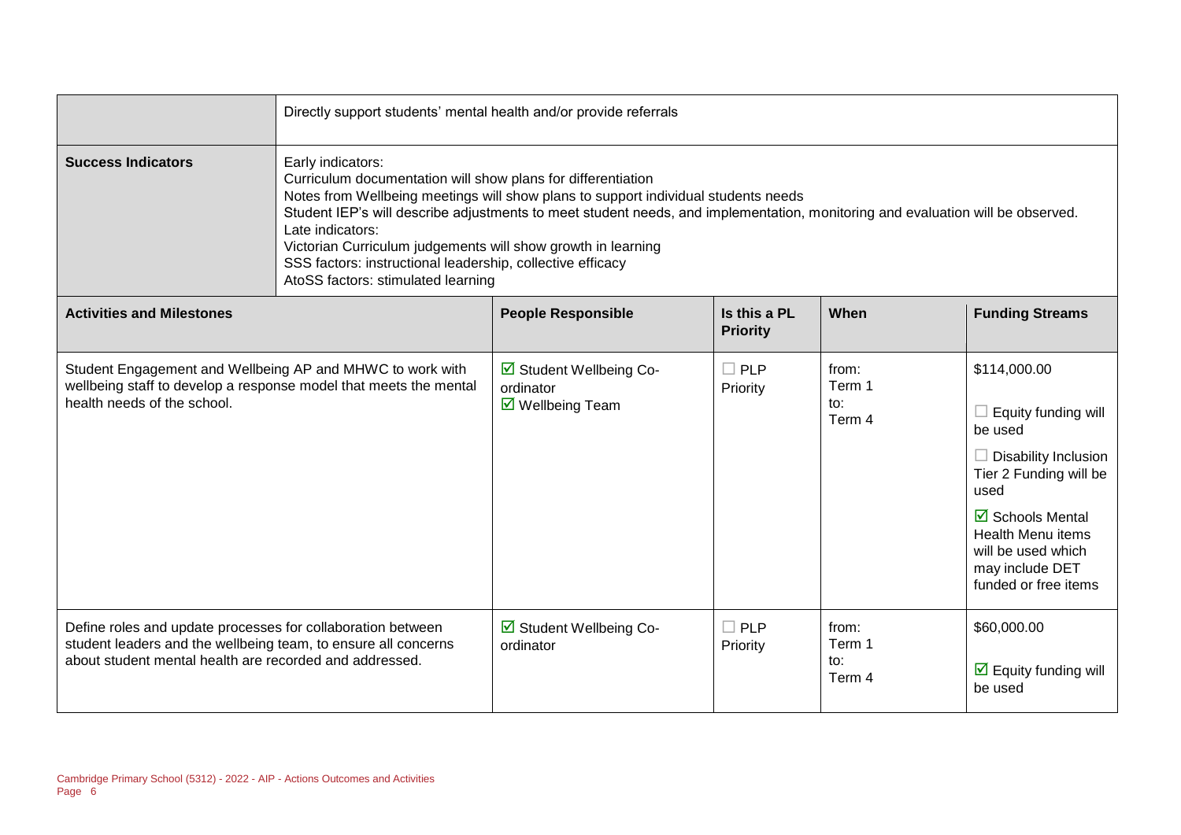| | Directly support students' mental health and/or provide referrals | | | | |
|---|---|---|---|---|---|
| **Success Indicators** | Early indicators:<br>Curriculum documentation will show plans for differentiation<br>Notes from Wellbeing meetings will show plans to support individual students needs<br>Student IEP's will describe adjustments to meet student needs, and implementation, monitoring and evaluation will be observed.<br>Late indicators:<br>Victorian Curriculum judgements will show growth in learning<br>SSS factors: instructional leadership, collective efficacy<br>AtoSS factors: stimulated learning | | | | |
| **Activities and Milestones** | | **People Responsible** | **Is this a PL Priority** | **When** | **Funding Streams** |
| Student Engagement and Wellbeing AP and MHWC to work with wellbeing staff to develop a response model that meets the mental health needs of the school. | | ☑ Student Wellbeing Co-ordinator<br>☑ Wellbeing Team | ☐ PLP Priority | from:<br>Term 1<br>to:<br>Term 4 | $114,000.00<br><br>☐ Equity funding will be used<br><br>☐ Disability Inclusion Tier 2 Funding will be used<br><br>☑ Schools Mental Health Menu items will be used which may include DET funded or free items |
| Define roles and update processes for collaboration between student leaders and the wellbeing team, to ensure all concerns about student mental health are recorded and addressed. | | ☑ Student Wellbeing Co-ordinator | ☐ PLP Priority | from:<br>Term 1<br>to:<br>Term 4 | $60,000.00<br><br>☑ Equity funding will be used |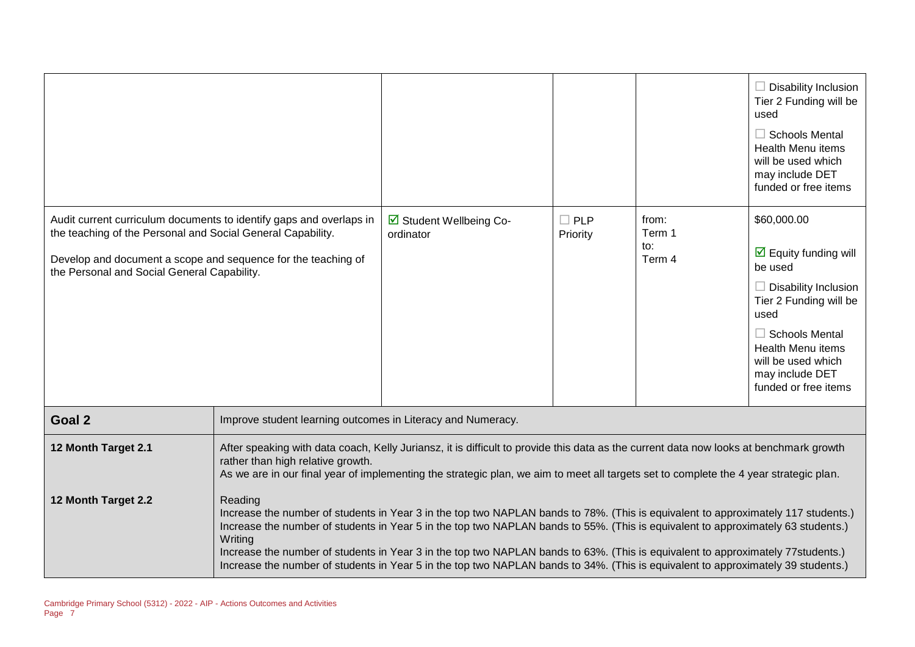| | | | | |
|---|---|---|---|---|
| | | | | ☐ Disability Inclusion Tier 2 Funding will be used<br><br>☐ Schools Mental Health Menu items will be used which may include DET funded or free items |
| Audit current curriculum documents to identify gaps and overlaps in the teaching of the Personal and Social General Capability.<br><br>Develop and document a scope and sequence for the teaching of the Personal and Social General Capability. | ☑ Student Wellbeing Co-ordinator | ☐ PLP Priority | from:<br>Term 1<br>to:<br>Term 4 | $60,000.00<br><br>☑ Equity funding will be used<br><br>☐ Disability Inclusion Tier 2 Funding will be used<br><br>☐ Schools Mental Health Menu items will be used which may include DET funded or free items |

| | |
|---|---|
| **Goal 2** | Improve student learning outcomes in Literacy and Numeracy. |
| **12 Month Target 2.1** | After speaking with data coach, Kelly Juriansz, it is difficult to provide this data as the current data now looks at benchmark growth rather than high relative growth.<br>As we are in our final year of implementing the strategic plan, we aim to meet all targets set to complete the 4 year strategic plan. |
| **12 Month Target 2.2** | Reading<br>Increase the number of students in Year 3 in the top two NAPLAN bands to 78%. (This is equivalent to approximately 117 students.)<br>Increase the number of students in Year 5 in the top two NAPLAN bands to 55%. (This is equivalent to approximately 63 students.)<br>Writing<br>Increase the number of students in Year 3 in the top two NAPLAN bands to 63%. (This is equivalent to approximately 77students.)<br>Increase the number of students in Year 5 in the top two NAPLAN bands to 34%. (This is equivalent to approximately 39 students.) |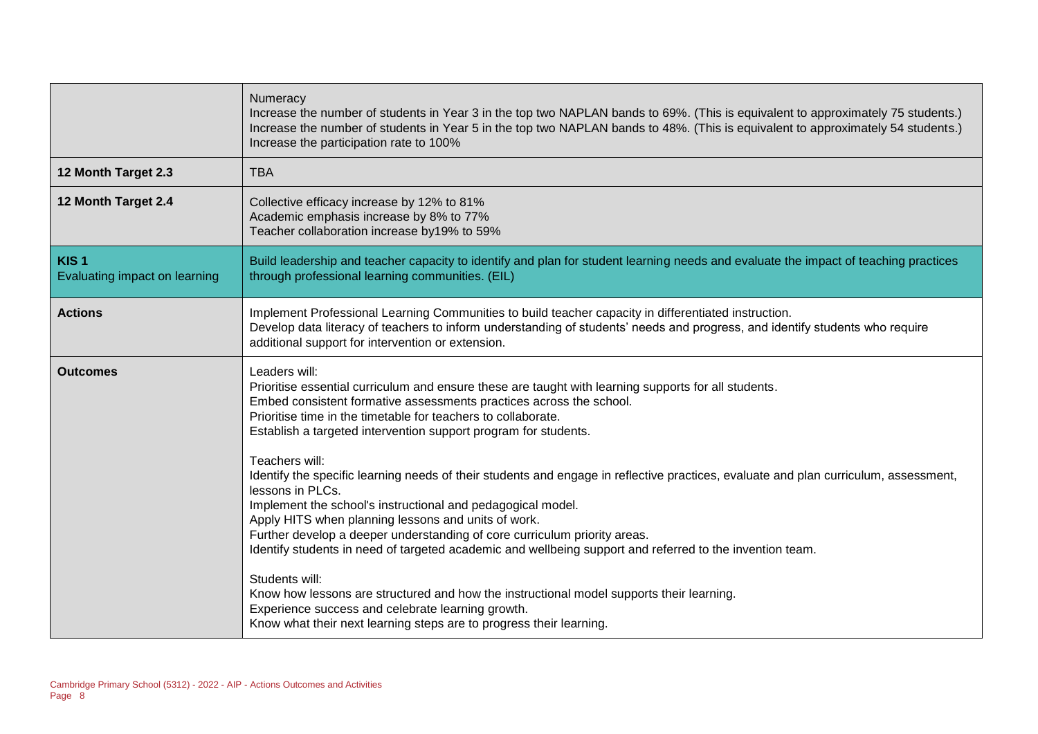| | |
|---|---|
| | Numeracy<br>Increase the number of students in Year 3 in the top two NAPLAN bands to 69%. (This is equivalent to approximately 75 students.)<br>Increase the number of students in Year 5 in the top two NAPLAN bands to 48%. (This is equivalent to approximately 54 students.)<br>Increase the participation rate to 100% |
| **12 Month Target 2.3** | TBA |
| **12 Month Target 2.4** | Collective efficacy increase by 12% to 81%<br>Academic emphasis increase by 8% to 77%<br>Teacher collaboration increase by19% to 59% |
| **KIS 1**<br>Evaluating impact on learning | Build leadership and teacher capacity to identify and plan for student learning needs and evaluate the impact of teaching practices through professional learning communities. (EIL) |
| **Actions** | Implement Professional Learning Communities to build teacher capacity in differentiated instruction.<br>Develop data literacy of teachers to inform understanding of students' needs and progress, and identify students who require additional support for intervention or extension. |
| **Outcomes** | Leaders will:<br>Prioritise essential curriculum and ensure these are taught with learning supports for all students.<br>Embed consistent formative assessments practices across the school.<br>Prioritise time in the timetable for teachers to collaborate.<br>Establish a targeted intervention support program for students.<br><br>Teachers will:<br>Identify the specific learning needs of their students and engage in reflective practices, evaluate and plan curriculum, assessment, lessons in PLCs.<br>Implement the school's instructional and pedagogical model.<br>Apply HITS when planning lessons and units of work.<br>Further develop a deeper understanding of core curriculum priority areas.<br>Identify students in need of targeted academic and wellbeing support and referred to the invention team.<br><br>Students will:<br>Know how lessons are structured and how the instructional model supports their learning.<br>Experience success and celebrate learning growth.<br>Know what their next learning steps are to progress their learning. |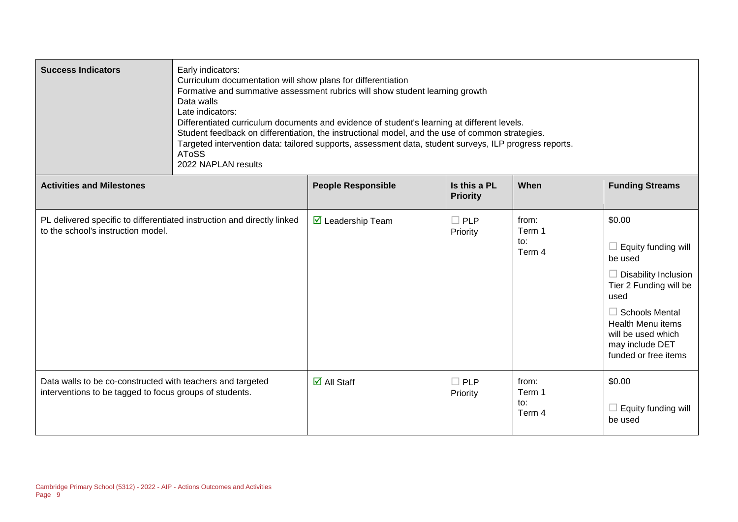| Success Indicators | Early indicators:<br>Curriculum documentation will show plans for differentiation<br>Formative and summative assessment rubrics will show student learning growth<br>Data walls<br>Late indicators:<br>Differentiated curriculum documents and evidence of student's learning at different levels.<br>Student feedback on differentiation, the instructional model, and the use of common strategies.<br>Targeted intervention data: tailored supports, assessment data, student surveys, ILP progress reports.<br>AToSS<br>2022 NAPLAN results |
|---|---|

| Activities and Milestones | People Responsible | Is this a PL Priority | When | Funding Streams |
|---|---|---|---|---|
| PL delivered specific to differentiated instruction and directly linked to the school's instruction model. | ☑ Leadership Team | ☐ PLP Priority | from: Term 1 to: Term 4 | $0.00<br>☐ Equity funding will be used<br>☐ Disability Inclusion Tier 2 Funding will be used<br>☐ Schools Mental Health Menu items will be used which may include DET funded or free items |
| Data walls to be co-constructed with teachers and targeted interventions to be tagged to focus groups of students. | ☑ All Staff | ☐ PLP Priority | from: Term 1 to: Term 4 | $0.00<br>☐ Equity funding will be used |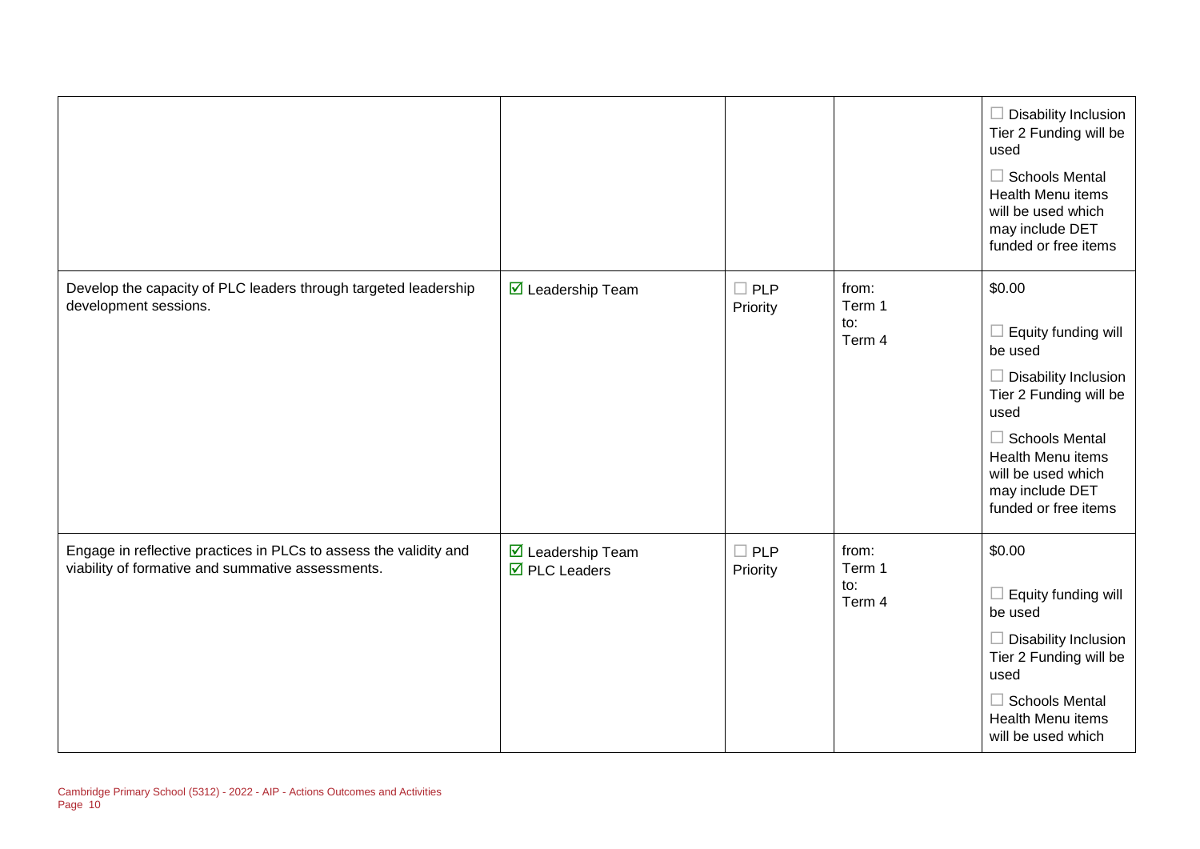| | | | | |
|---|---|---|---|---|
| | | | | ☐ Disability Inclusion Tier 2 Funding will be used<br>☐ Schools Mental Health Menu items will be used which may include DET funded or free items |
| Develop the capacity of PLC leaders through targeted leadership development sessions. | ☑ Leadership Team | ☐ PLP Priority | from: Term 1<br>to: Term 4 | $0.00<br>☐ Equity funding will be used<br>☐ Disability Inclusion Tier 2 Funding will be used<br>☐ Schools Mental Health Menu items will be used which may include DET funded or free items |
| Engage in reflective practices in PLCs to assess the validity and viability of formative and summative assessments. | ☑ Leadership Team<br>☑ PLC Leaders | ☐ PLP Priority | from: Term 1<br>to: Term 4 | $0.00<br>☐ Equity funding will be used<br>☐ Disability Inclusion Tier 2 Funding will be used<br>☐ Schools Mental Health Menu items will be used which |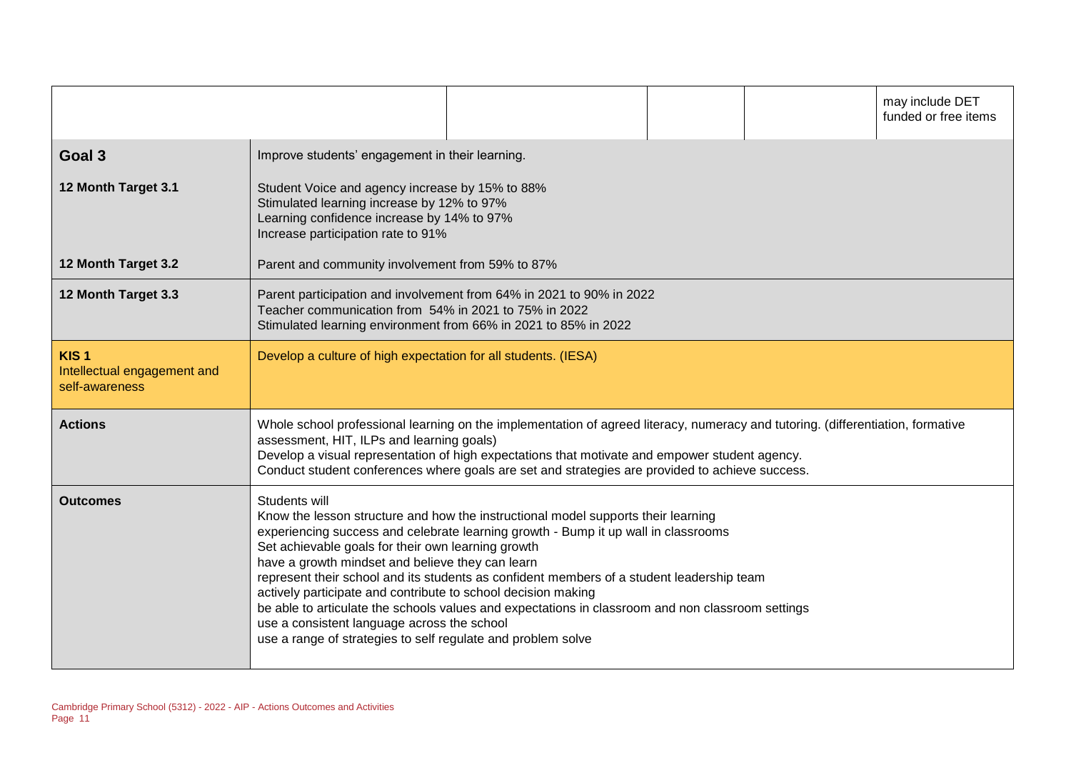| | | | | | |
|---|---|---|---|---|---|
| | | | | | may include DET funded or free items |

| | |
|---|---|
| **Goal 3** | Improve students' engagement in their learning. |
| **12 Month Target 3.1** | Student Voice and agency increase by 15% to 88%<br>Stimulated learning increase by 12% to 97%<br>Learning confidence increase by 14% to 97%<br>Increase participation rate to 91% |
| **12 Month Target 3.2** | Parent and community involvement from 59% to 87% |
| **12 Month Target 3.3** | Parent participation and involvement from 64% in 2021 to 90% in 2022<br>Teacher communication from 54% in 2021 to 75% in 2022<br>Stimulated learning environment from 66% in 2021 to 85% in 2022 |
| **KIS 1**<br>Intellectual engagement and self-awareness | Develop a culture of high expectation for all students. (IESA) |
| **Actions** | Whole school professional learning on the implementation of agreed literacy, numeracy and tutoring. (differentiation, formative assessment, HIT, ILPs and learning goals)<br>Develop a visual representation of high expectations that motivate and empower student agency.<br>Conduct student conferences where goals are set and strategies are provided to achieve success. |
| **Outcomes** | Students will<br>Know the lesson structure and how the instructional model supports their learning<br>experiencing success and celebrate learning growth - Bump it up wall in classrooms<br>Set achievable goals for their own learning growth<br>have a growth mindset and believe they can learn<br>represent their school and its students as confident members of a student leadership team<br>actively participate and contribute to school decision making<br>be able to articulate the schools values and expectations in classroom and non classroom settings<br>use a consistent language across the school<br>use a range of strategies to self regulate and problem solve |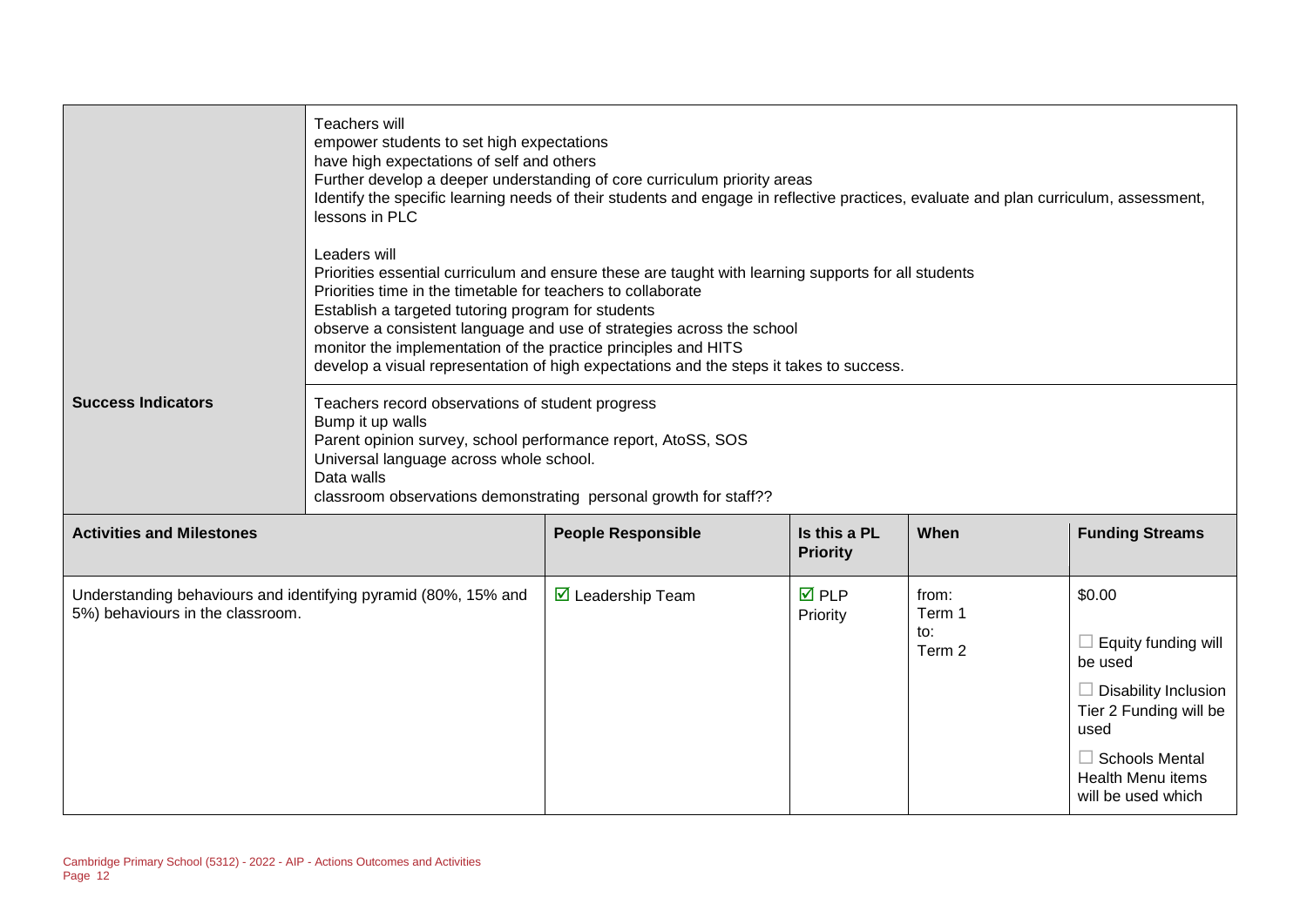| | |
|---|---|
| | Teachers will<br>empower students to set high expectations<br>have high expectations of self and others<br>Further develop a deeper understanding of core curriculum priority areas<br>Identify the specific learning needs of their students and engage in reflective practices, evaluate and plan curriculum, assessment, lessons in PLC<br><br>Leaders will<br>Priorities essential curriculum and ensure these are taught with learning supports for all students<br>Priorities time in the timetable for teachers to collaborate<br>Establish a targeted tutoring program for students<br>observe a consistent language and use of strategies across the school<br>monitor the implementation of the practice principles and HITS<br>develop a visual representation of high expectations and the steps it takes to success. |
| **Success Indicators** | Teachers record observations of student progress<br>Bump it up walls<br>Parent opinion survey, school performance report, AtoSS, SOS<br>Universal language across whole school.<br>Data walls<br>classroom observations demonstrating personal growth for staff?? |

| Activities and Milestones | People Responsible | Is this a PL Priority | When | Funding Streams |
|---|---|---|---|---|
| Understanding behaviours and identifying pyramid (80%, 15% and 5%) behaviours in the classroom. | ☑ Leadership Team | ☑ PLP Priority | from: Term 1<br>to: Term 2 | $0.00<br><br>☐ Equity funding will be used<br><br>☐ Disability Inclusion Tier 2 Funding will be used<br><br>☐ Schools Mental Health Menu items will be used which |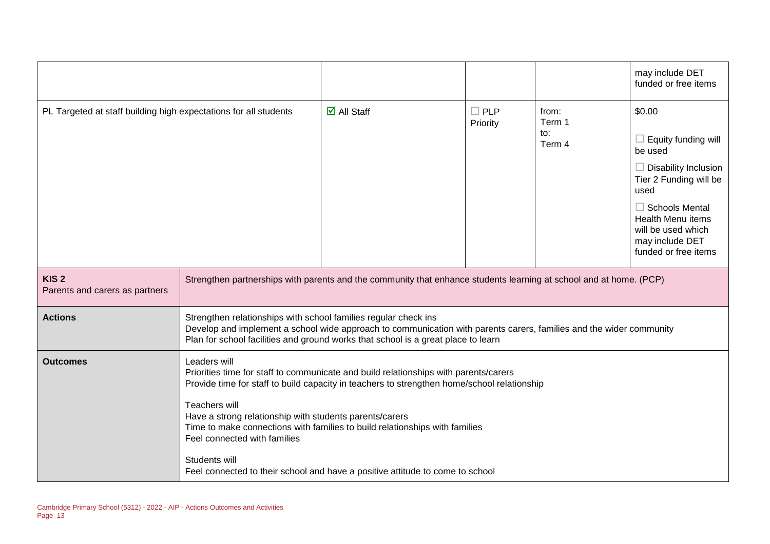| | | | | |
|---|---|---|---|---|
| | | | | may include DET funded or free items |
| PL Targeted at staff building high expectations for all students | ☑ All Staff | ☐ PLP Priority | from: Term 1 to: Term 4 | $0.00 ☐ Equity funding will be used ☐ Disability Inclusion Tier 2 Funding will be used ☐ Schools Mental Health Menu items will be used which may include DET funded or free items |

| | |
|---|---|
| **KIS 2** Parents and carers as partners | Strengthen partnerships with parents and the community that enhance students learning at school and at home. (PCP) |
| **Actions** | Strengthen relationships with school families regular check ins<br>Develop and implement a school wide approach to communication with parents carers, families and the wider community<br>Plan for school facilities and ground works that school is a great place to learn |
| **Outcomes** | Leaders will<br>Priorities time for staff to communicate and build relationships with parents/carers<br>Provide time for staff to build capacity in teachers to strengthen home/school relationship<br><br>Teachers will<br>Have a strong relationship with students parents/carers<br>Time to make connections with families to build relationships with families<br>Feel connected with families<br><br>Students will<br>Feel connected to their school and have a positive attitude to come to school |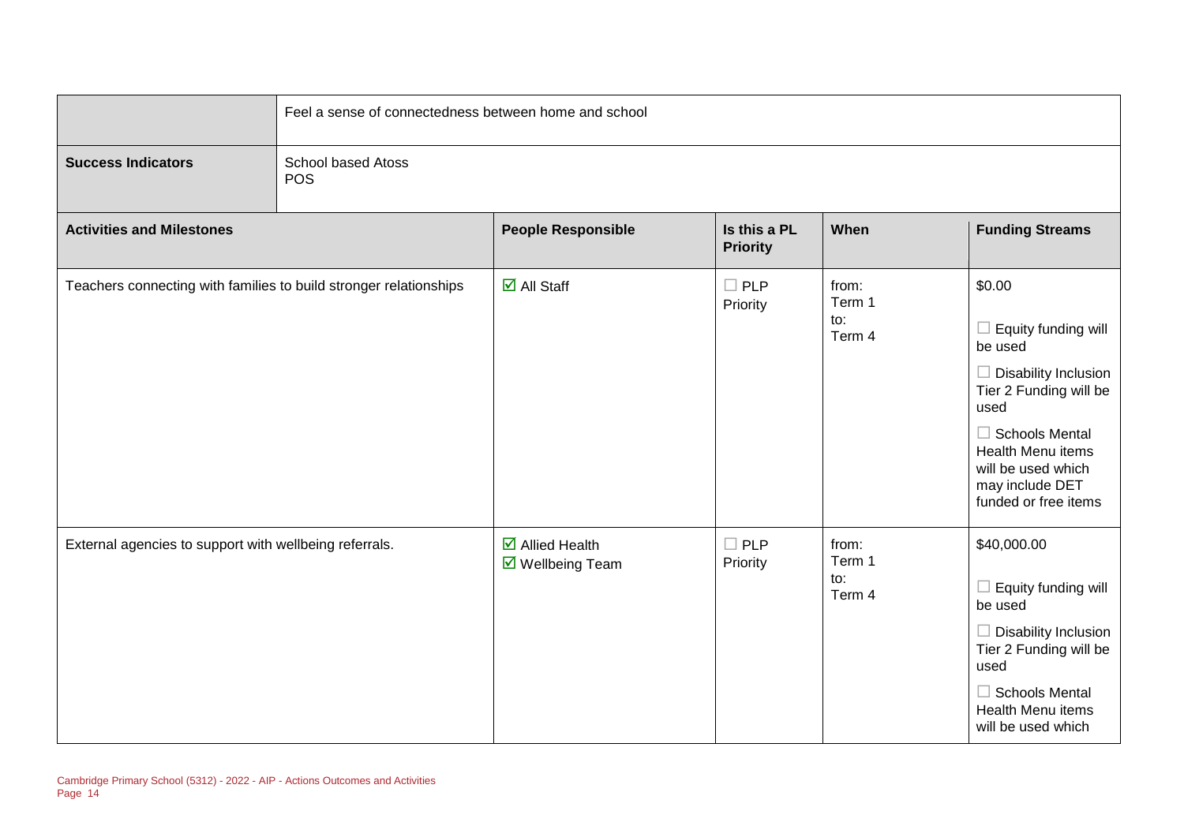| | Feel a sense of connectedness between home and school | | | | |
|---|---|---|---|---|---|
| **Success Indicators** | School based Atoss<br>POS | | | | |
| **Activities and Milestones** | | **People Responsible** | **Is this a PL Priority** | **When** | **Funding Streams** |
| Teachers connecting with families to build stronger relationships | | ☑ All Staff | ☐ PLP Priority | from:<br>Term 1<br>to:<br>Term 4 | $0.00<br><br>☐ Equity funding will be used<br><br>☐ Disability Inclusion Tier 2 Funding will be used<br><br>☐ Schools Mental Health Menu items will be used which may include DET funded or free items |
| External agencies to support with wellbeing referrals. | | ☑ Allied Health<br>☑ Wellbeing Team | ☐ PLP Priority | from:<br>Term 1<br>to:<br>Term 4 | $40,000.00<br><br>☐ Equity funding will be used<br><br>☐ Disability Inclusion Tier 2 Funding will be used<br><br>☐ Schools Mental Health Menu items will be used which |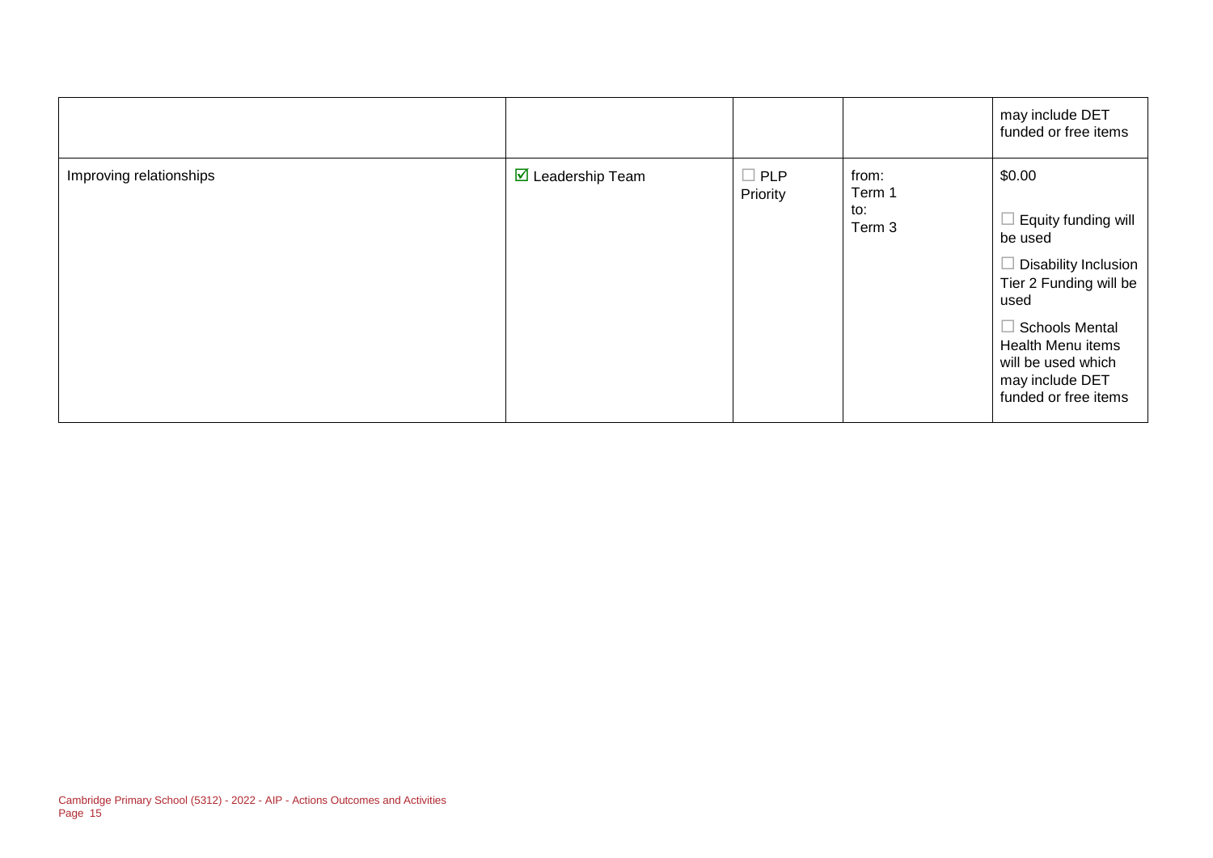| | | | | |
|---|---|---|---|---|
| | | | | may include DET funded or free items |
| Improving relationships | ☑ Leadership Team | ☐ PLP Priority | from: Term 1<br>to: Term 3 | $0.00<br><br>☐ Equity funding will be used<br><br>☐ Disability Inclusion Tier 2 Funding will be used<br><br>☐ Schools Mental Health Menu items will be used which may include DET funded or free items |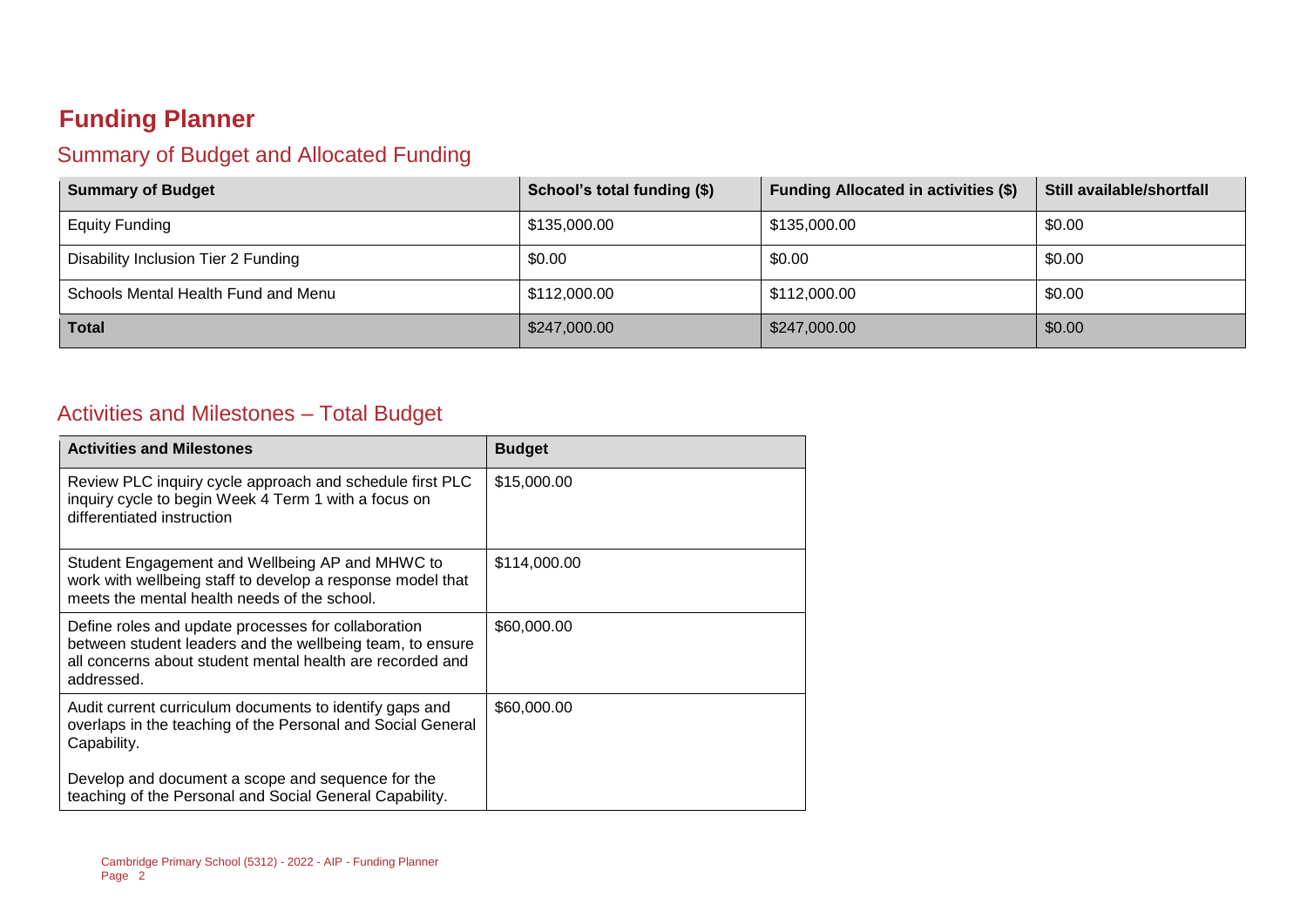# Funding Planner

## Summary of Budget and Allocated Funding

| Summary of Budget | School's total funding ($) | Funding Allocated in activities ($) | Still available/shortfall |
|---|---|---|---|
| Equity Funding | $135,000.00 | $135,000.00 | $0.00 |
| Disability Inclusion Tier 2 Funding | $0.00 | $0.00 | $0.00 |
| Schools Mental Health Fund and Menu | $112,000.00 | $112,000.00 | $0.00 |
| **Total** | $247,000.00 | $247,000.00 | $0.00 |

## Activities and Milestones – Total Budget

| Activities and Milestones | Budget |
|---|---|
| Review PLC inquiry cycle approach and schedule first PLC inquiry cycle to begin Week 4 Term 1 with a focus on differentiated instruction | $15,000.00 |
| Student Engagement and Wellbeing AP and MHWC to work with wellbeing staff to develop a response model that meets the mental health needs of the school. | $114,000.00 |
| Define roles and update processes for collaboration between student leaders and the wellbeing team, to ensure all concerns about student mental health are recorded and addressed. | $60,000.00 |
| Audit current curriculum documents to identify gaps and overlaps in the teaching of the Personal and Social General Capability.<br><br>Develop and document a scope and sequence for the teaching of the Personal and Social General Capability. | $60,000.00 |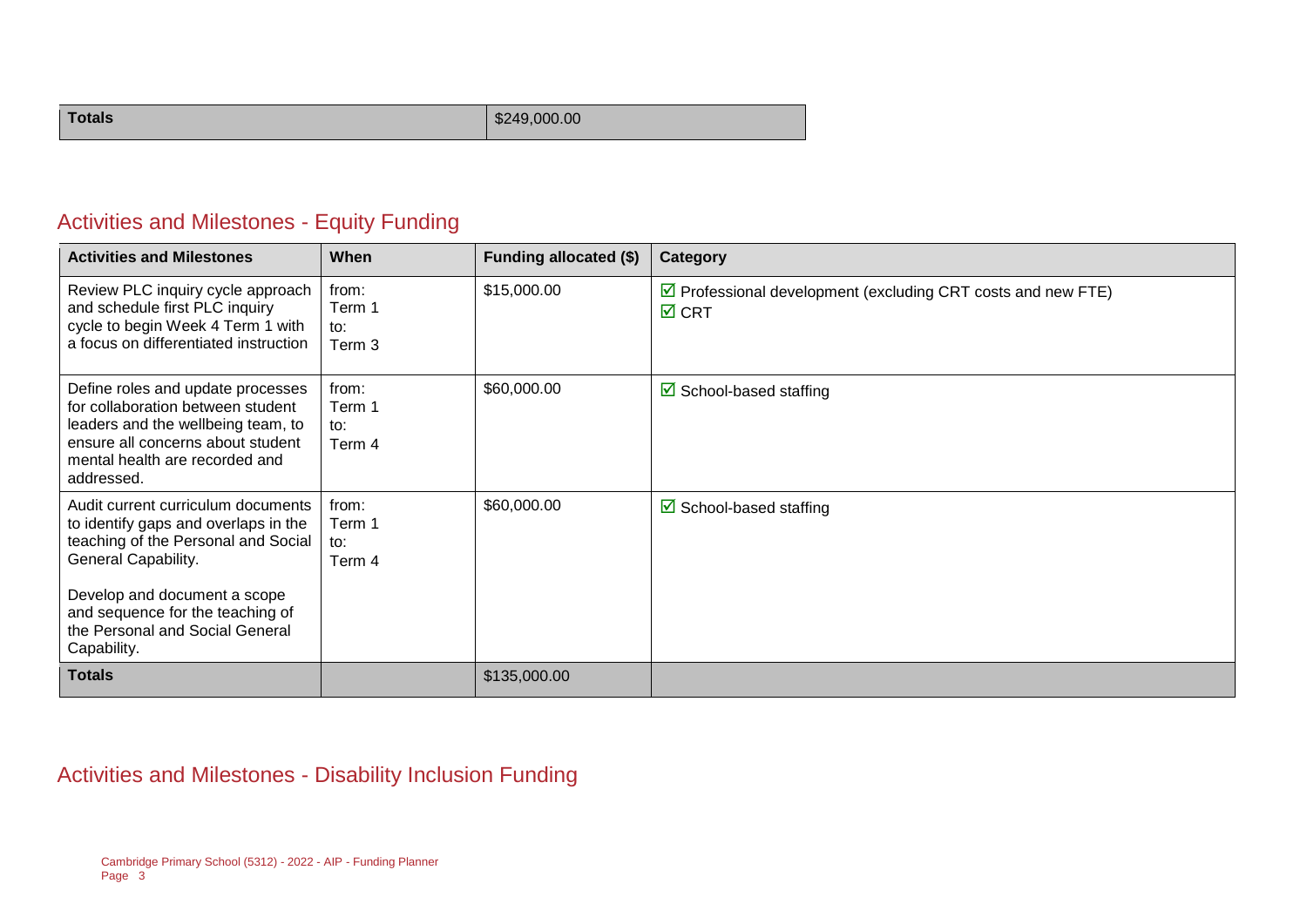| Totals | $249,000.00 |
|---|---|

## Activities and Milestones - Equity Funding

| Activities and Milestones | When | Funding allocated ($) | Category |
|---|---|---|---|
| Review PLC inquiry cycle approach and schedule first PLC inquiry cycle to begin Week 4 Term 1 with a focus on differentiated instruction | from: Term 1 to: Term 3 | $15,000.00 | ☑ Professional development (excluding CRT costs and new FTE)<br>☑ CRT |
| Define roles and update processes for collaboration between student leaders and the wellbeing team, to ensure all concerns about student mental health are recorded and addressed. | from: Term 1 to: Term 4 | $60,000.00 | ☑ School-based staffing |
| Audit current curriculum documents to identify gaps and overlaps in the teaching of the Personal and Social General Capability.<br><br>Develop and document a scope and sequence for the teaching of the Personal and Social General Capability. | from: Term 1 to: Term 4 | $60,000.00 | ☑ School-based staffing |
| **Totals** | | $135,000.00 | |

## Activities and Milestones - Disability Inclusion Funding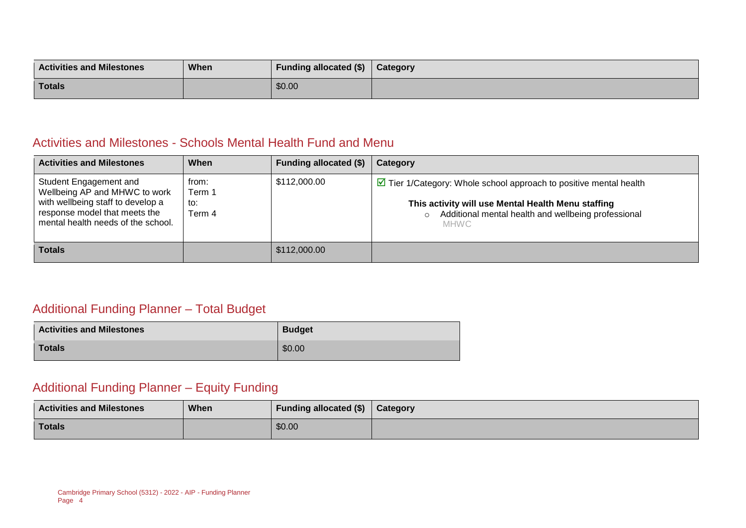| Activities and Milestones | When | Funding allocated ($) | Category |
|---|---|---|---|
| **Totals** | | $0.00 | |

## Activities and Milestones - Schools Mental Health Fund and Menu

| Activities and Milestones | When | Funding allocated ($) | Category |
|---|---|---|---|
| Student Engagement and Wellbeing AP and MHWC to work with wellbeing staff to develop a response model that meets the mental health needs of the school. | from: Term 1 to: Term 4 | $112,000.00 | ☑ Tier 1/Category: Whole school approach to positive mental health<br><br>**This activity will use Mental Health Menu staffing**<br>○ Additional mental health and wellbeing professional MHWC |
| **Totals** | | $112,000.00 | |

## Additional Funding Planner – Total Budget

| Activities and Milestones | Budget |
|---|---|
| **Totals** | $0.00 |

## Additional Funding Planner – Equity Funding

| Activities and Milestones | When | Funding allocated ($) | Category |
|---|---|---|---|
| **Totals** | | $0.00 | |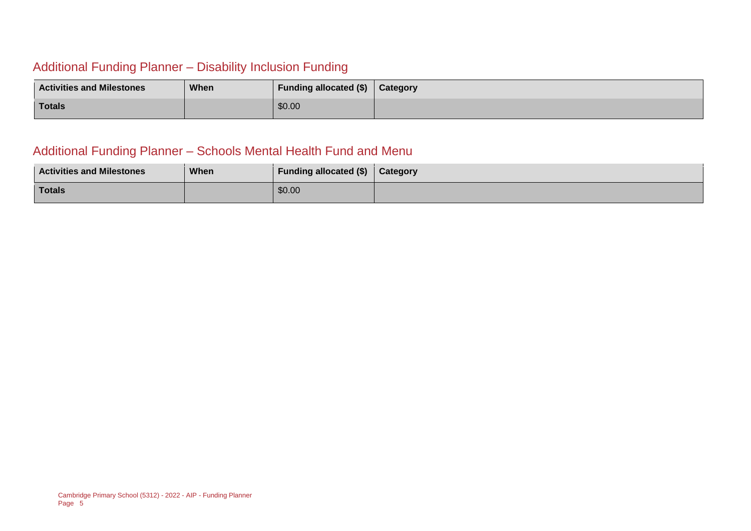## Additional Funding Planner – Disability Inclusion Funding

| Activities and Milestones | When | Funding allocated ($) | Category |
|---|---|---|---|
| Totals | | $0.00 | |

## Additional Funding Planner – Schools Mental Health Fund and Menu

| Activities and Milestones | When | Funding allocated ($) | Category |
|---|---|---|---|
| Totals | | $0.00 | |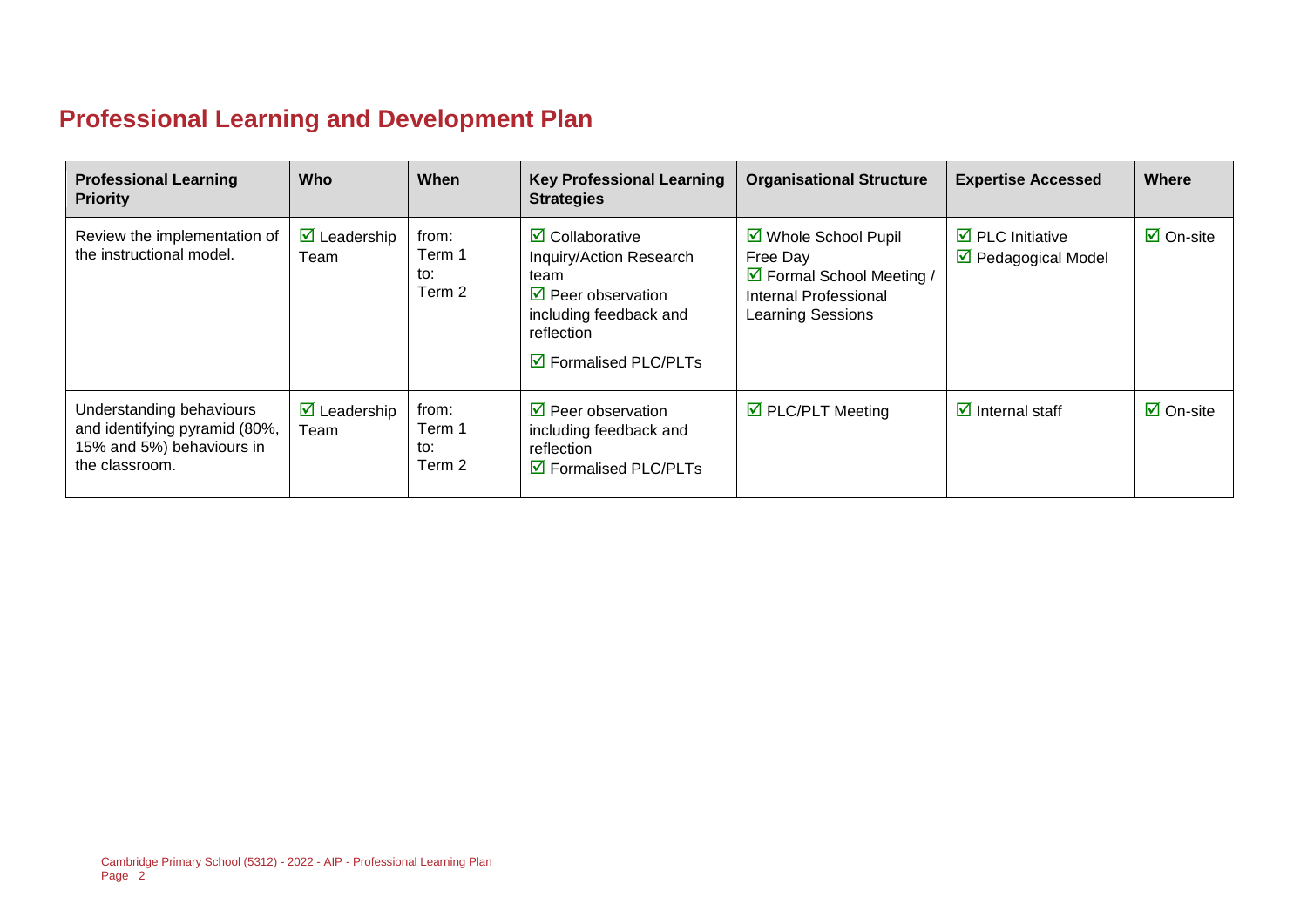## Professional Learning and Development Plan

| Professional Learning Priority | Who | When | Key Professional Learning Strategies | Organisational Structure | Expertise Accessed | Where |
|---|---|---|---|---|---|---|
| Review the implementation of the instructional model. | ☑ Leadership Team | from: Term 1 to: Term 2 | ☑ Collaborative Inquiry/Action Research team ☑ Peer observation including feedback and reflection ☑ Formalised PLC/PLTs | ☑ Whole School Pupil Free Day ☑ Formal School Meeting / Internal Professional Learning Sessions | ☑ PLC Initiative ☑ Pedagogical Model | ☑ On-site |
| Understanding behaviours and identifying pyramid (80%, 15% and 5%) behaviours in the classroom. | ☑ Leadership Team | from: Term 1 to: Term 2 | ☑ Peer observation including feedback and reflection ☑ Formalised PLC/PLTs | ☑ PLC/PLT Meeting | ☑ Internal staff | ☑ On-site |